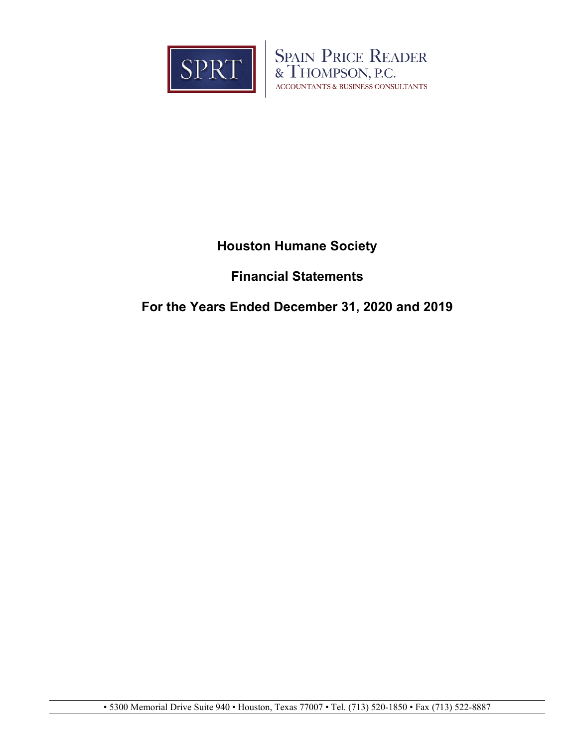SPRT

SPAIN PRICE READER & THOMPSON, P.C.
ACCOUNTANTS & BUSINESS CONSULTANTS

# Houston Humane Society

## Financial Statements

## For the Years Ended December 31, 2020 and 2019

• 5300 Memorial Drive Suite 940 • Houston, Texas 77007 • Tel. (713) 520-1850 • Fax (713) 522-8887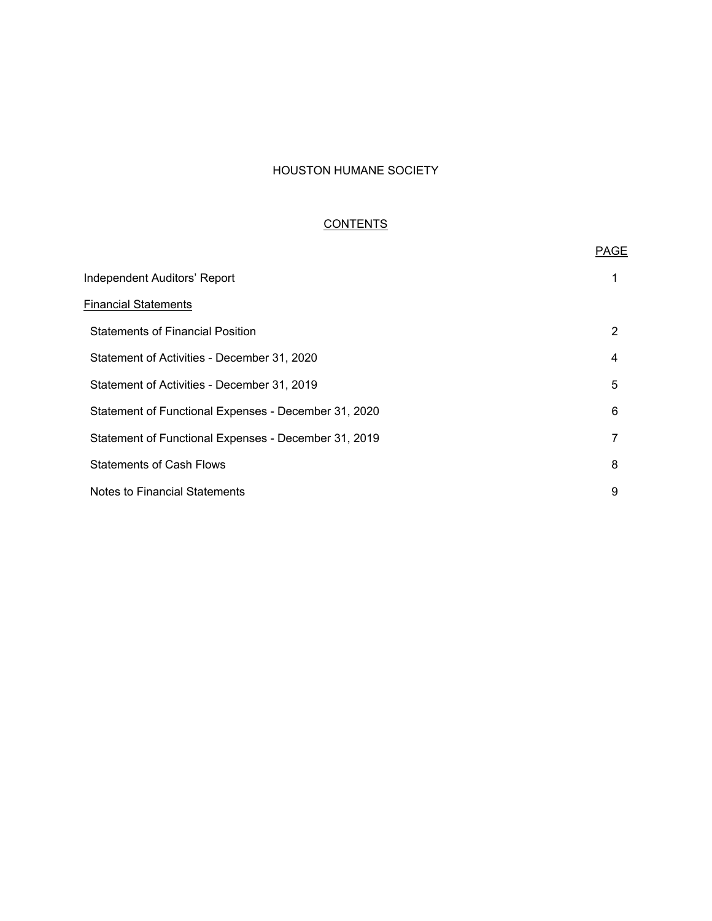# HOUSTON HUMANE SOCIETY

## CONTENTS

| | PAGE |
|---|---|
| Independent Auditors' Report | 1 |
| Financial Statements | |
| Statements of Financial Position | 2 |
| Statement of Activities - December 31, 2020 | 4 |
| Statement of Activities - December 31, 2019 | 5 |
| Statement of Functional Expenses - December 31, 2020 | 6 |
| Statement of Functional Expenses - December 31, 2019 | 7 |
| Statements of Cash Flows | 8 |
| Notes to Financial Statements | 9 |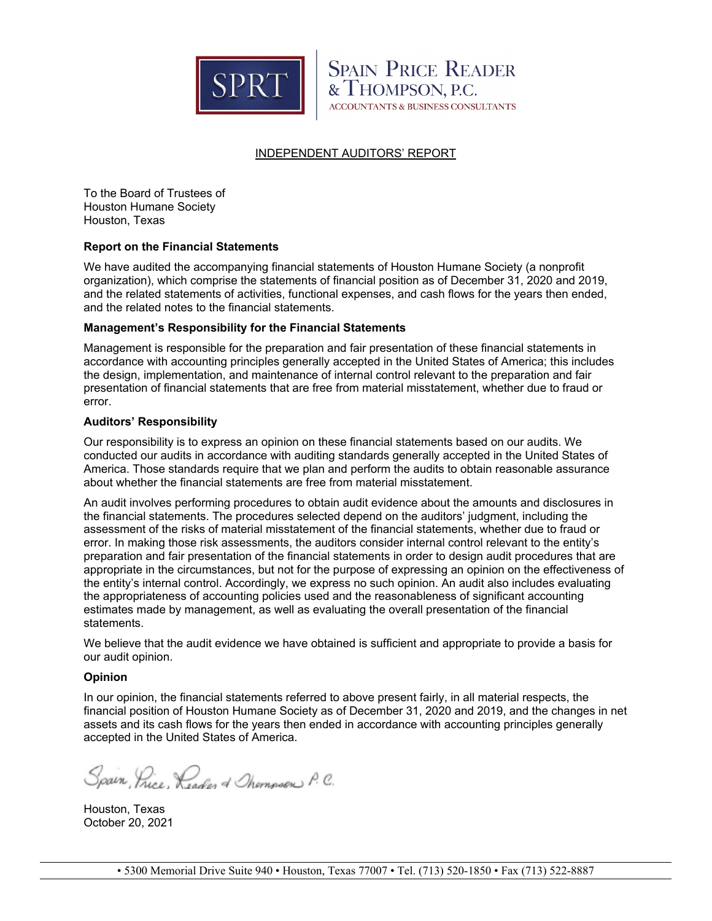SPAIN PRICE READER & THOMPSON, P.C.
ACCOUNTANTS & BUSINESS CONSULTANTS

# INDEPENDENT AUDITORS' REPORT

To the Board of Trustees of
Houston Humane Society
Houston, Texas

**Report on the Financial Statements**

We have audited the accompanying financial statements of Houston Humane Society (a nonprofit organization), which comprise the statements of financial position as of December 31, 2020 and 2019, and the related statements of activities, functional expenses, and cash flows for the years then ended, and the related notes to the financial statements.

**Management's Responsibility for the Financial Statements**

Management is responsible for the preparation and fair presentation of these financial statements in accordance with accounting principles generally accepted in the United States of America; this includes the design, implementation, and maintenance of internal control relevant to the preparation and fair presentation of financial statements that are free from material misstatement, whether due to fraud or error.

**Auditors' Responsibility**

Our responsibility is to express an opinion on these financial statements based on our audits. We conducted our audits in accordance with auditing standards generally accepted in the United States of America. Those standards require that we plan and perform the audits to obtain reasonable assurance about whether the financial statements are free from material misstatement.

An audit involves performing procedures to obtain audit evidence about the amounts and disclosures in the financial statements. The procedures selected depend on the auditors' judgment, including the assessment of the risks of material misstatement of the financial statements, whether due to fraud or error. In making those risk assessments, the auditors consider internal control relevant to the entity's preparation and fair presentation of the financial statements in order to design audit procedures that are appropriate in the circumstances, but not for the purpose of expressing an opinion on the effectiveness of the entity's internal control. Accordingly, we express no such opinion. An audit also includes evaluating the appropriateness of accounting policies used and the reasonableness of significant accounting estimates made by management, as well as evaluating the overall presentation of the financial statements.

We believe that the audit evidence we have obtained is sufficient and appropriate to provide a basis for our audit opinion.

**Opinion**

In our opinion, the financial statements referred to above present fairly, in all material respects, the financial position of Houston Humane Society as of December 31, 2020 and 2019, and the changes in net assets and its cash flows for the years then ended in accordance with accounting principles generally accepted in the United States of America.

Spain, Price, Reader & Thompson P.C.

Houston, Texas
October 20, 2021

• 5300 Memorial Drive Suite 940 • Houston, Texas 77007 • Tel. (713) 520-1850 • Fax (713) 522-8887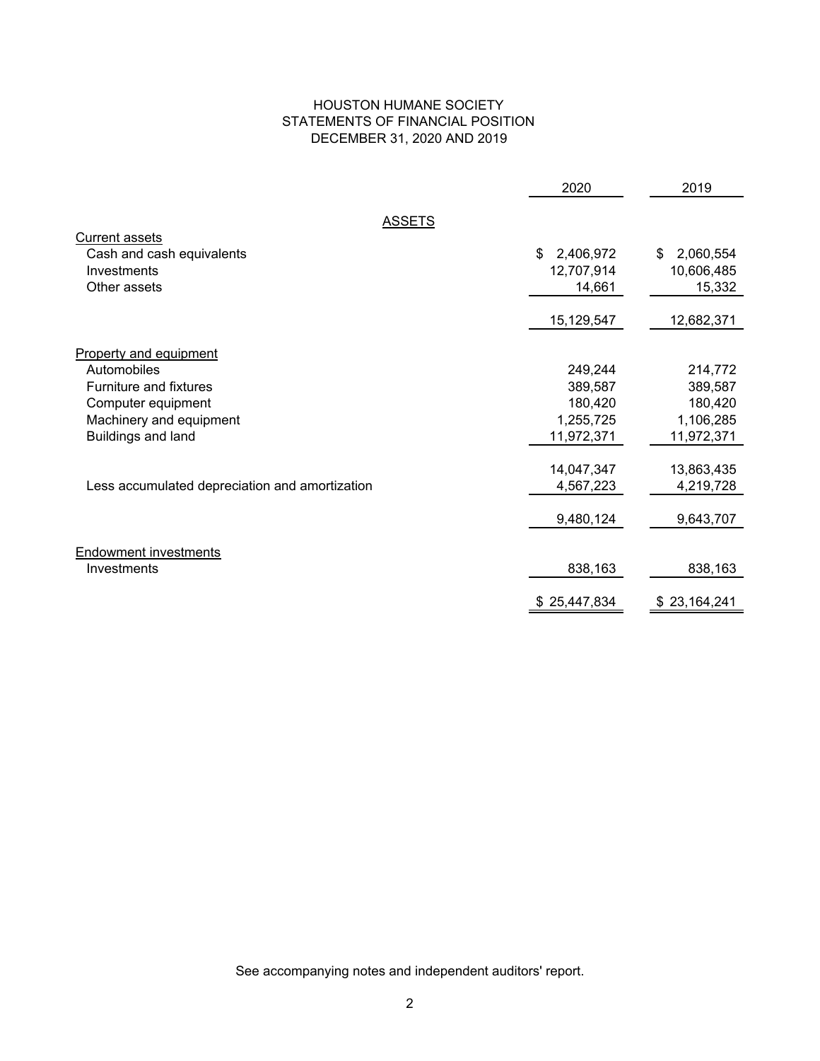# HOUSTON HUMANE SOCIETY
## STATEMENTS OF FINANCIAL POSITION
### DECEMBER 31, 2020 AND 2019

| | 2020 | 2019 |
|---|---|---|
| **ASSETS** | | |
| Current assets | | |
| Cash and cash equivalents | $ 2,406,972 | $ 2,060,554 |
| Investments | 12,707,914 | 10,606,485 |
| Other assets | 14,661 | 15,332 |
| | 15,129,547 | 12,682,371 |
| Property and equipment | | |
| Automobiles | 249,244 | 214,772 |
| Furniture and fixtures | 389,587 | 389,587 |
| Computer equipment | 180,420 | 180,420 |
| Machinery and equipment | 1,255,725 | 1,106,285 |
| Buildings and land | 11,972,371 | 11,972,371 |
| | 14,047,347 | 13,863,435 |
| Less accumulated depreciation and amortization | 4,567,223 | 4,219,728 |
| | 9,480,124 | 9,643,707 |
| Endowment investments | | |
| Investments | 838,163 | 838,163 |
| | $ 25,447,834 | $ 23,164,241 |

See accompanying notes and independent auditors' report.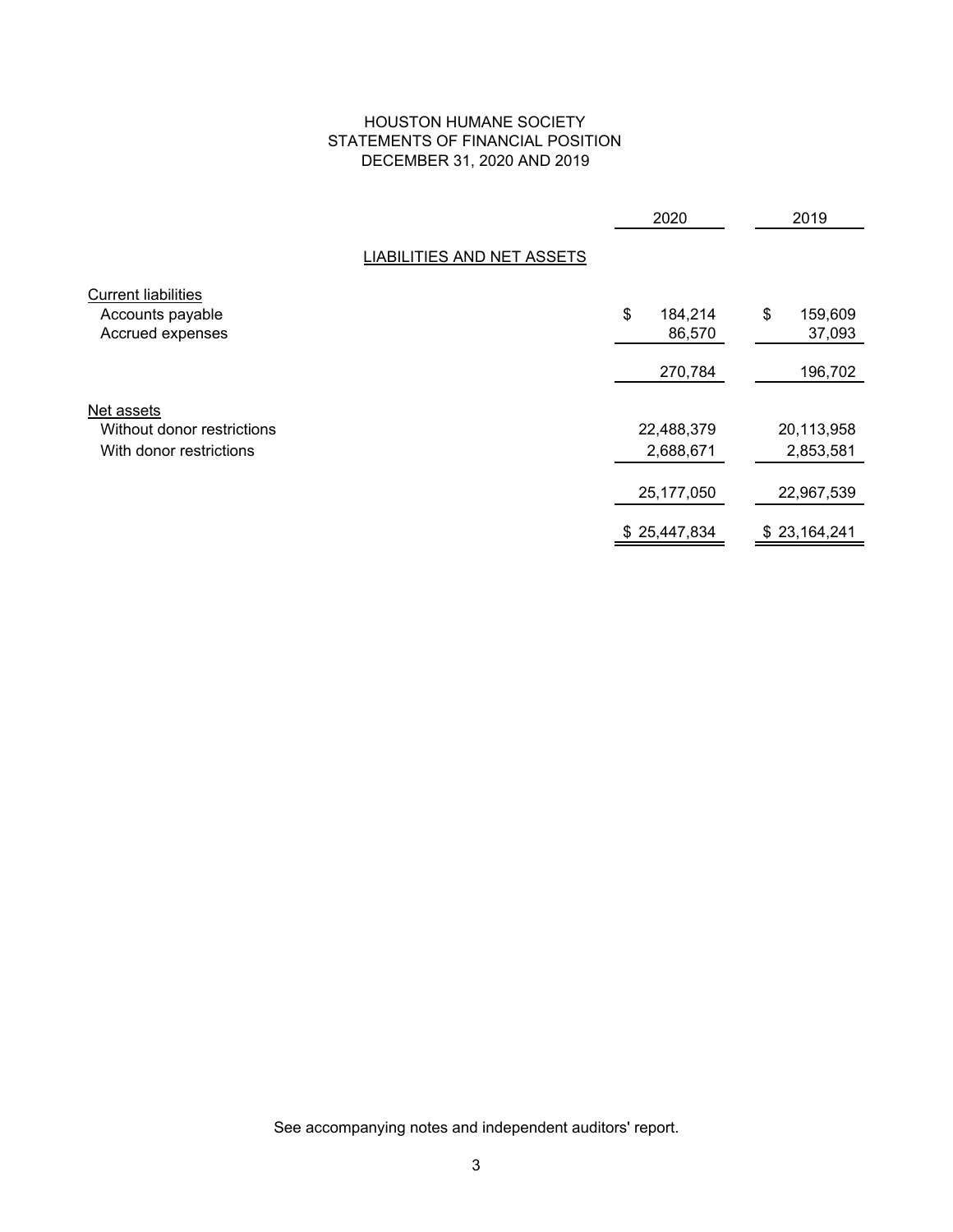# HOUSTON HUMANE SOCIETY
## STATEMENTS OF FINANCIAL POSITION
### DECEMBER 31, 2020 AND 2019

| | 2020 | 2019 |
|---|---|---|
| **LIABILITIES AND NET ASSETS** | | |
| Current liabilities | | |
| Accounts payable | $ 184,214 | $ 159,609 |
| Accrued expenses | 86,570 | 37,093 |
| | 270,784 | 196,702 |
| Net assets | | |
| Without donor restrictions | 22,488,379 | 20,113,958 |
| With donor restrictions | 2,688,671 | 2,853,581 |
| | 25,177,050 | 22,967,539 |
| | $ 25,447,834 | $ 23,164,241 |

See accompanying notes and independent auditors' report.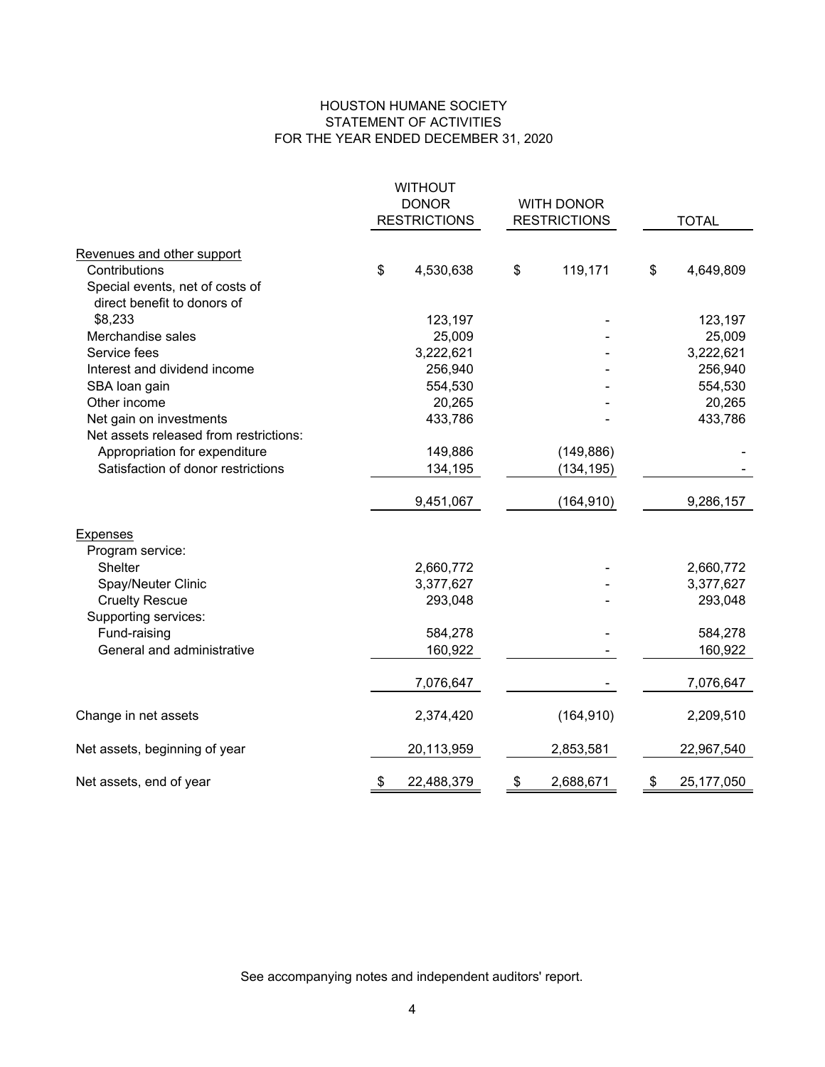# HOUSTON HUMANE SOCIETY
## STATEMENT OF ACTIVITIES
### FOR THE YEAR ENDED DECEMBER 31, 2020

| | WITHOUT DONOR RESTRICTIONS | WITH DONOR RESTRICTIONS | TOTAL |
|---|---|---|---|
| Revenues and other support | | | |
| Contributions | $ 4,530,638 | $ 119,171 | $ 4,649,809 |
| Special events, net of costs of direct benefit to donors of $8,233 | 123,197 | - | 123,197 |
| Merchandise sales | 25,009 | - | 25,009 |
| Service fees | 3,222,621 | - | 3,222,621 |
| Interest and dividend income | 256,940 | - | 256,940 |
| SBA loan gain | 554,530 | - | 554,530 |
| Other income | 20,265 | - | 20,265 |
| Net gain on investments | 433,786 | - | 433,786 |
| Net assets released from restrictions: | | | |
| Appropriation for expenditure | 149,886 | (149,886) | - |
| Satisfaction of donor restrictions | 134,195 | (134,195) | - |
| | 9,451,067 | (164,910) | 9,286,157 |
| Expenses | | | |
| Program service: | | | |
| Shelter | 2,660,772 | - | 2,660,772 |
| Spay/Neuter Clinic | 3,377,627 | - | 3,377,627 |
| Cruelty Rescue | 293,048 | - | 293,048 |
| Supporting services: | | | |
| Fund-raising | 584,278 | - | 584,278 |
| General and administrative | 160,922 | - | 160,922 |
| | 7,076,647 | - | 7,076,647 |
| Change in net assets | 2,374,420 | (164,910) | 2,209,510 |
| Net assets, beginning of year | 20,113,959 | 2,853,581 | 22,967,540 |
| Net assets, end of year | $ 22,488,379 | $ 2,688,671 | $ 25,177,050 |

See accompanying notes and independent auditors' report.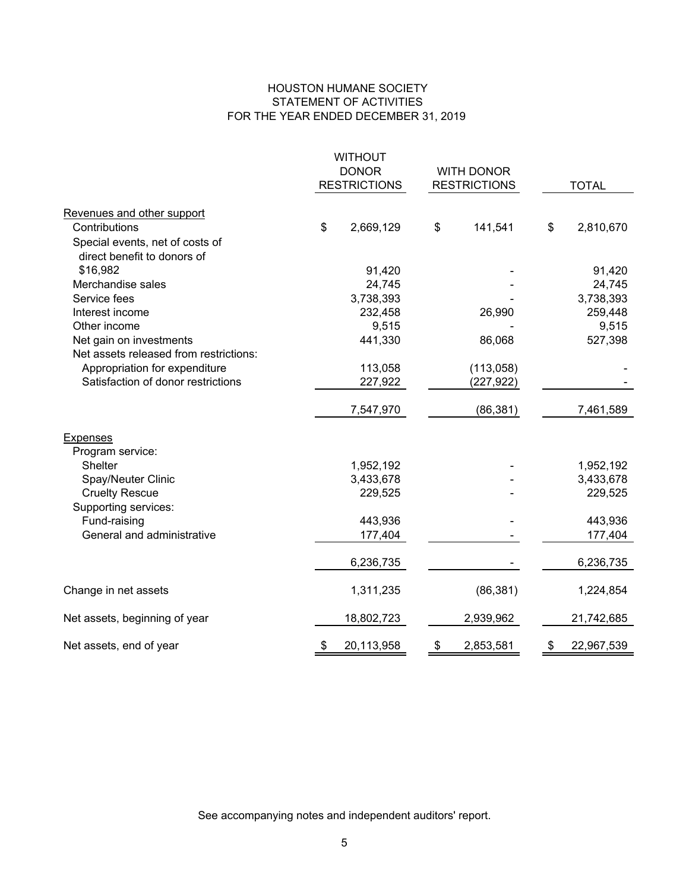# HOUSTON HUMANE SOCIETY
## STATEMENT OF ACTIVITIES
### FOR THE YEAR ENDED DECEMBER 31, 2019

| | WITHOUT DONOR RESTRICTIONS | WITH DONOR RESTRICTIONS | TOTAL |
|---|---|---|---|
| Revenues and other support | | | |
| Contributions | $ 2,669,129 | $ 141,541 | $ 2,810,670 |
| Special events, net of costs of direct benefit to donors of $16,982 | 91,420 | - | 91,420 |
| Merchandise sales | 24,745 | - | 24,745 |
| Service fees | 3,738,393 | - | 3,738,393 |
| Interest income | 232,458 | 26,990 | 259,448 |
| Other income | 9,515 | - | 9,515 |
| Net gain on investments | 441,330 | 86,068 | 527,398 |
| Net assets released from restrictions: | | | |
| Appropriation for expenditure | 113,058 | (113,058) | - |
| Satisfaction of donor restrictions | 227,922 | (227,922) | - |
| | 7,547,970 | (86,381) | 7,461,589 |
| Expenses | | | |
| Program service: | | | |
| Shelter | 1,952,192 | - | 1,952,192 |
| Spay/Neuter Clinic | 3,433,678 | - | 3,433,678 |
| Cruelty Rescue | 229,525 | - | 229,525 |
| Supporting services: | | | |
| Fund-raising | 443,936 | - | 443,936 |
| General and administrative | 177,404 | - | 177,404 |
| | 6,236,735 | - | 6,236,735 |
| Change in net assets | 1,311,235 | (86,381) | 1,224,854 |
| Net assets, beginning of year | 18,802,723 | 2,939,962 | 21,742,685 |
| Net assets, end of year | $ 20,113,958 | $ 2,853,581 | $ 22,967,539 |

See accompanying notes and independent auditors' report.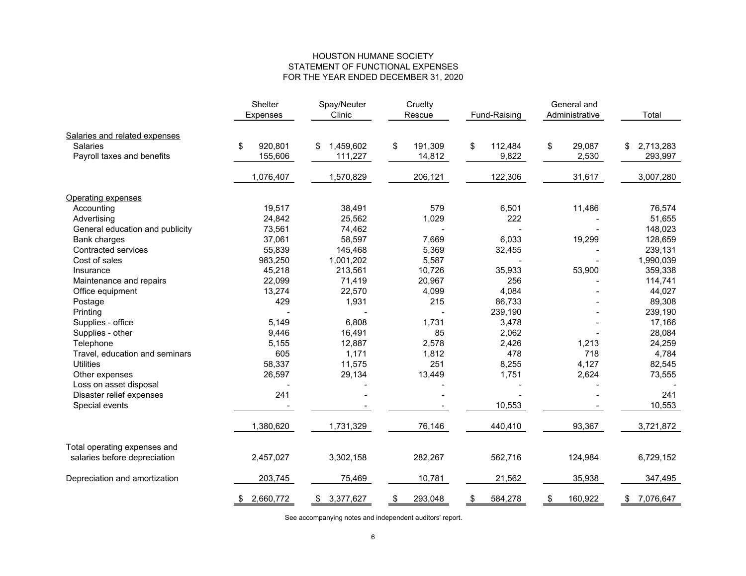# HOUSTON HUMANE SOCIETY
## STATEMENT OF FUNCTIONAL EXPENSES
### FOR THE YEAR ENDED DECEMBER 31, 2020

| | Shelter Expenses | Spay/Neuter Clinic | Cruelty Rescue | Fund-Raising | General and Administrative | Total |
|---|---|---|---|---|---|---|
| Salaries and related expenses | | | | | | |
| Salaries | $ 920,801 | $ 1,459,602 | $ 191,309 | $ 112,484 | $ 29,087 | $ 2,713,283 |
| Payroll taxes and benefits | 155,606 | 111,227 | 14,812 | 9,822 | 2,530 | 293,997 |
| | 1,076,407 | 1,570,829 | 206,121 | 122,306 | 31,617 | 3,007,280 |
| Operating expenses | | | | | | |
| Accounting | 19,517 | 38,491 | 579 | 6,501 | 11,486 | 76,574 |
| Advertising | 24,842 | 25,562 | 1,029 | 222 | - | 51,655 |
| General education and publicity | 73,561 | 74,462 | - | - | - | 148,023 |
| Bank charges | 37,061 | 58,597 | 7,669 | 6,033 | 19,299 | 128,659 |
| Contracted services | 55,839 | 145,468 | 5,369 | 32,455 | - | 239,131 |
| Cost of sales | 983,250 | 1,001,202 | 5,587 | - | - | 1,990,039 |
| Insurance | 45,218 | 213,561 | 10,726 | 35,933 | 53,900 | 359,338 |
| Maintenance and repairs | 22,099 | 71,419 | 20,967 | 256 | - | 114,741 |
| Office equipment | 13,274 | 22,570 | 4,099 | 4,084 | - | 44,027 |
| Postage | 429 | 1,931 | 215 | 86,733 | - | 89,308 |
| Printing | - | - | - | 239,190 | - | 239,190 |
| Supplies - office | 5,149 | 6,808 | 1,731 | 3,478 | - | 17,166 |
| Supplies - other | 9,446 | 16,491 | 85 | 2,062 | - | 28,084 |
| Telephone | 5,155 | 12,887 | 2,578 | 2,426 | 1,213 | 24,259 |
| Travel, education and seminars | 605 | 1,171 | 1,812 | 478 | 718 | 4,784 |
| Utilities | 58,337 | 11,575 | 251 | 8,255 | 4,127 | 82,545 |
| Other expenses | 26,597 | 29,134 | 13,449 | 1,751 | 2,624 | 73,555 |
| Loss on asset disposal | - | - | - | - | - | - |
| Disaster relief expenses | 241 | - | - | - | - | 241 |
| Special events | - | - | - | 10,553 | - | 10,553 |
| | 1,380,620 | 1,731,329 | 76,146 | 440,410 | 93,367 | 3,721,872 |
| Total operating expenses and salaries before depreciation | 2,457,027 | 3,302,158 | 282,267 | 562,716 | 124,984 | 6,729,152 |
| Depreciation and amortization | 203,745 | 75,469 | 10,781 | 21,562 | 35,938 | 347,495 |
| | $ 2,660,772 | $ 3,377,627 | $ 293,048 | $ 584,278 | $ 160,922 | $ 7,076,647 |

See accompanying notes and independent auditors' report.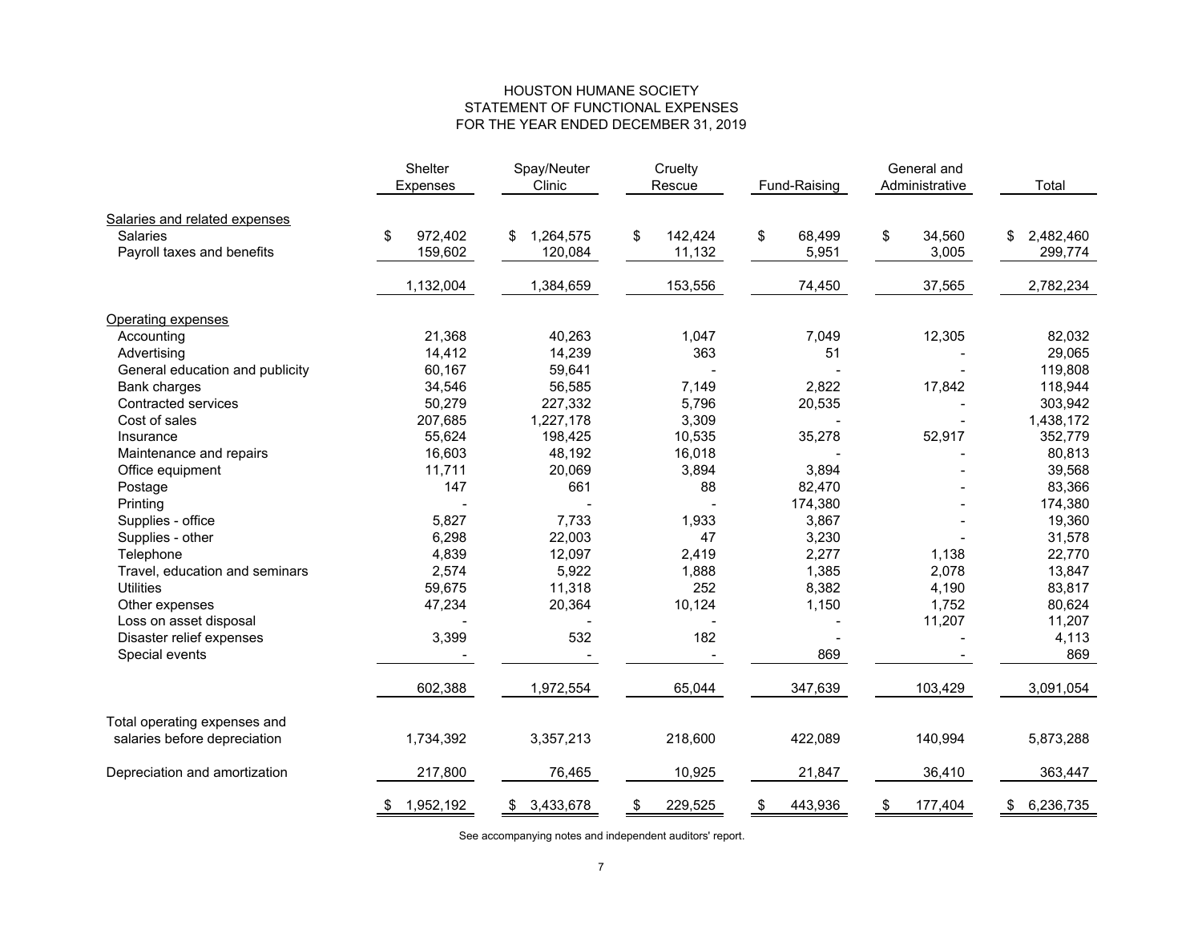# HOUSTON HUMANE SOCIETY
## STATEMENT OF FUNCTIONAL EXPENSES
### FOR THE YEAR ENDED DECEMBER 31, 2019

| | Shelter Expenses | Spay/Neuter Clinic | Cruelty Rescue | Fund-Raising | General and Administrative | Total |
|---|---|---|---|---|---|---|
| Salaries and related expenses | | | | | | |
| Salaries | $ 972,402 | $ 1,264,575 | $ 142,424 | $ 68,499 | $ 34,560 | $ 2,482,460 |
| Payroll taxes and benefits | 159,602 | 120,084 | 11,132 | 5,951 | 3,005 | 299,774 |
| | 1,132,004 | 1,384,659 | 153,556 | 74,450 | 37,565 | 2,782,234 |
| Operating expenses | | | | | | |
| Accounting | 21,368 | 40,263 | 1,047 | 7,049 | 12,305 | 82,032 |
| Advertising | 14,412 | 14,239 | 363 | 51 | - | 29,065 |
| General education and publicity | 60,167 | 59,641 | - | - | - | 119,808 |
| Bank charges | 34,546 | 56,585 | 7,149 | 2,822 | 17,842 | 118,944 |
| Contracted services | 50,279 | 227,332 | 5,796 | 20,535 | - | 303,942 |
| Cost of sales | 207,685 | 1,227,178 | 3,309 | - | - | 1,438,172 |
| Insurance | 55,624 | 198,425 | 10,535 | 35,278 | 52,917 | 352,779 |
| Maintenance and repairs | 16,603 | 48,192 | 16,018 | - | - | 80,813 |
| Office equipment | 11,711 | 20,069 | 3,894 | 3,894 | - | 39,568 |
| Postage | 147 | 661 | 88 | 82,470 | - | 83,366 |
| Printing | - | - | - | 174,380 | - | 174,380 |
| Supplies - office | 5,827 | 7,733 | 1,933 | 3,867 | - | 19,360 |
| Supplies - other | 6,298 | 22,003 | 47 | 3,230 | - | 31,578 |
| Telephone | 4,839 | 12,097 | 2,419 | 2,277 | 1,138 | 22,770 |
| Travel, education and seminars | 2,574 | 5,922 | 1,888 | 1,385 | 2,078 | 13,847 |
| Utilities | 59,675 | 11,318 | 252 | 8,382 | 4,190 | 83,817 |
| Other expenses | 47,234 | 20,364 | 10,124 | 1,150 | 1,752 | 80,624 |
| Loss on asset disposal | - | - | - | - | 11,207 | 11,207 |
| Disaster relief expenses | 3,399 | 532 | 182 | - | - | 4,113 |
| Special events | - | - | - | 869 | - | 869 |
| | 602,388 | 1,972,554 | 65,044 | 347,639 | 103,429 | 3,091,054 |
| Total operating expenses and salaries before depreciation | 1,734,392 | 3,357,213 | 218,600 | 422,089 | 140,994 | 5,873,288 |
| Depreciation and amortization | 217,800 | 76,465 | 10,925 | 21,847 | 36,410 | 363,447 |
| | $ 1,952,192 | $ 3,433,678 | $ 229,525 | $ 443,936 | $ 177,404 | $ 6,236,735 |

See accompanying notes and independent auditors' report.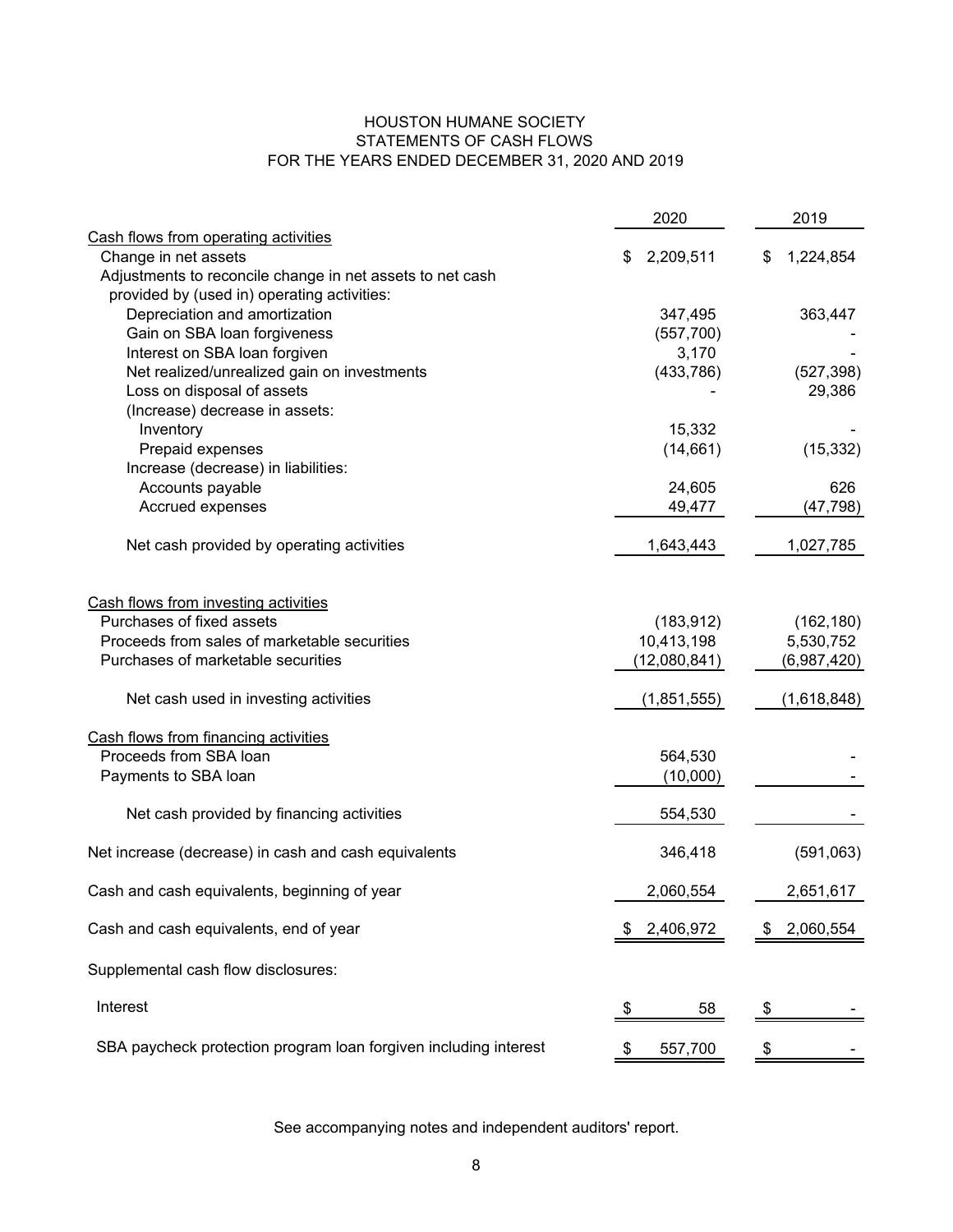# HOUSTON HUMANE SOCIETY
## STATEMENTS OF CASH FLOWS
### FOR THE YEARS ENDED DECEMBER 31, 2020 AND 2019

| | 2020 | 2019 |
|---|---|---|
| **Cash flows from operating activities** | | |
| Change in net assets | $ 2,209,511 | $ 1,224,854 |
| Adjustments to reconcile change in net assets to net cash provided by (used in) operating activities: | | |
| Depreciation and amortization | 347,495 | 363,447 |
| Gain on SBA loan forgiveness | (557,700) | - |
| Interest on SBA loan forgiven | 3,170 | - |
| Net realized/unrealized gain on investments | (433,786) | (527,398) |
| Loss on disposal of assets | - | 29,386 |
| (Increase) decrease in assets: | | |
| Inventory | 15,332 | - |
| Prepaid expenses | (14,661) | (15,332) |
| Increase (decrease) in liabilities: | | |
| Accounts payable | 24,605 | 626 |
| Accrued expenses | 49,477 | (47,798) |
| Net cash provided by operating activities | 1,643,443 | 1,027,785 |
| **Cash flows from investing activities** | | |
| Purchases of fixed assets | (183,912) | (162,180) |
| Proceeds from sales of marketable securities | 10,413,198 | 5,530,752 |
| Purchases of marketable securities | (12,080,841) | (6,987,420) |
| Net cash used in investing activities | (1,851,555) | (1,618,848) |
| **Cash flows from financing activities** | | |
| Proceeds from SBA loan | 564,530 | - |
| Payments to SBA loan | (10,000) | - |
| Net cash provided by financing activities | 554,530 | - |
| Net increase (decrease) in cash and cash equivalents | 346,418 | (591,063) |
| Cash and cash equivalents, beginning of year | 2,060,554 | 2,651,617 |
| Cash and cash equivalents, end of year | $ 2,406,972 | $ 2,060,554 |
| Supplemental cash flow disclosures: | | |
| Interest | $ 58 | $ - |
| SBA paycheck protection program loan forgiven including interest | $ 557,700 | $ - |

See accompanying notes and independent auditors' report.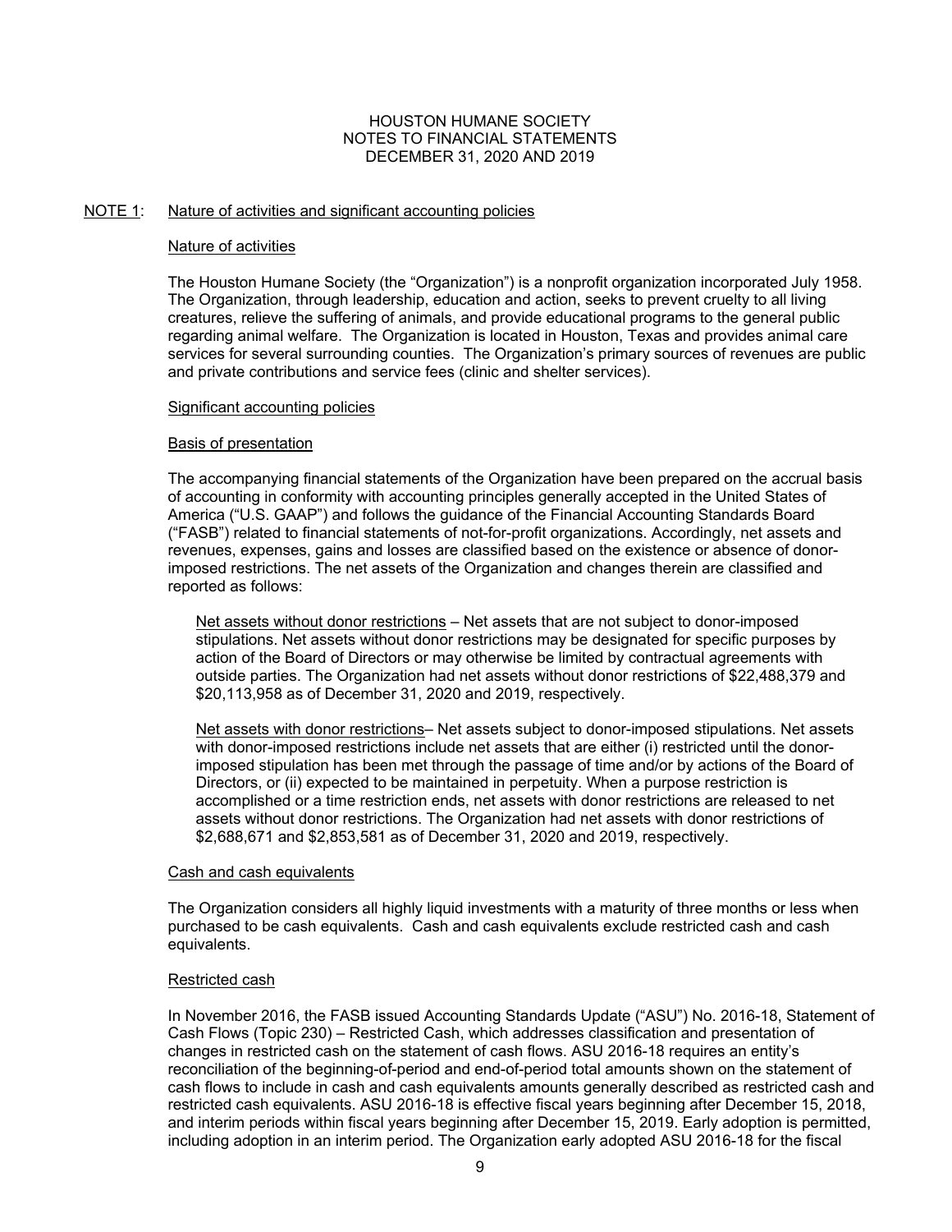HOUSTON HUMANE SOCIETY
NOTES TO FINANCIAL STATEMENTS
DECEMBER 31, 2020 AND 2019

## NOTE 1: Nature of activities and significant accounting policies

### Nature of activities

The Houston Humane Society (the "Organization") is a nonprofit organization incorporated July 1958. The Organization, through leadership, education and action, seeks to prevent cruelty to all living creatures, relieve the suffering of animals, and provide educational programs to the general public regarding animal welfare. The Organization is located in Houston, Texas and provides animal care services for several surrounding counties. The Organization's primary sources of revenues are public and private contributions and service fees (clinic and shelter services).

### Significant accounting policies

#### Basis of presentation

The accompanying financial statements of the Organization have been prepared on the accrual basis of accounting in conformity with accounting principles generally accepted in the United States of America ("U.S. GAAP") and follows the guidance of the Financial Accounting Standards Board ("FASB") related to financial statements of not-for-profit organizations. Accordingly, net assets and revenues, expenses, gains and losses are classified based on the existence or absence of donor-imposed restrictions. The net assets of the Organization and changes therein are classified and reported as follows:

Net assets without donor restrictions – Net assets that are not subject to donor-imposed stipulations. Net assets without donor restrictions may be designated for specific purposes by action of the Board of Directors or may otherwise be limited by contractual agreements with outside parties. The Organization had net assets without donor restrictions of $22,488,379 and $20,113,958 as of December 31, 2020 and 2019, respectively.

Net assets with donor restrictions– Net assets subject to donor-imposed stipulations. Net assets with donor-imposed restrictions include net assets that are either (i) restricted until the donor-imposed stipulation has been met through the passage of time and/or by actions of the Board of Directors, or (ii) expected to be maintained in perpetuity. When a purpose restriction is accomplished or a time restriction ends, net assets with donor restrictions are released to net assets without donor restrictions. The Organization had net assets with donor restrictions of $2,688,671 and $2,853,581 as of December 31, 2020 and 2019, respectively.

#### Cash and cash equivalents

The Organization considers all highly liquid investments with a maturity of three months or less when purchased to be cash equivalents. Cash and cash equivalents exclude restricted cash and cash equivalents.

#### Restricted cash

In November 2016, the FASB issued Accounting Standards Update ("ASU") No. 2016-18, Statement of Cash Flows (Topic 230) – Restricted Cash, which addresses classification and presentation of changes in restricted cash on the statement of cash flows. ASU 2016-18 requires an entity's reconciliation of the beginning-of-period and end-of-period total amounts shown on the statement of cash flows to include in cash and cash equivalents amounts generally described as restricted cash and restricted cash equivalents. ASU 2016-18 is effective fiscal years beginning after December 15, 2018, and interim periods within fiscal years beginning after December 15, 2019. Early adoption is permitted, including adoption in an interim period. The Organization early adopted ASU 2016-18 for the fiscal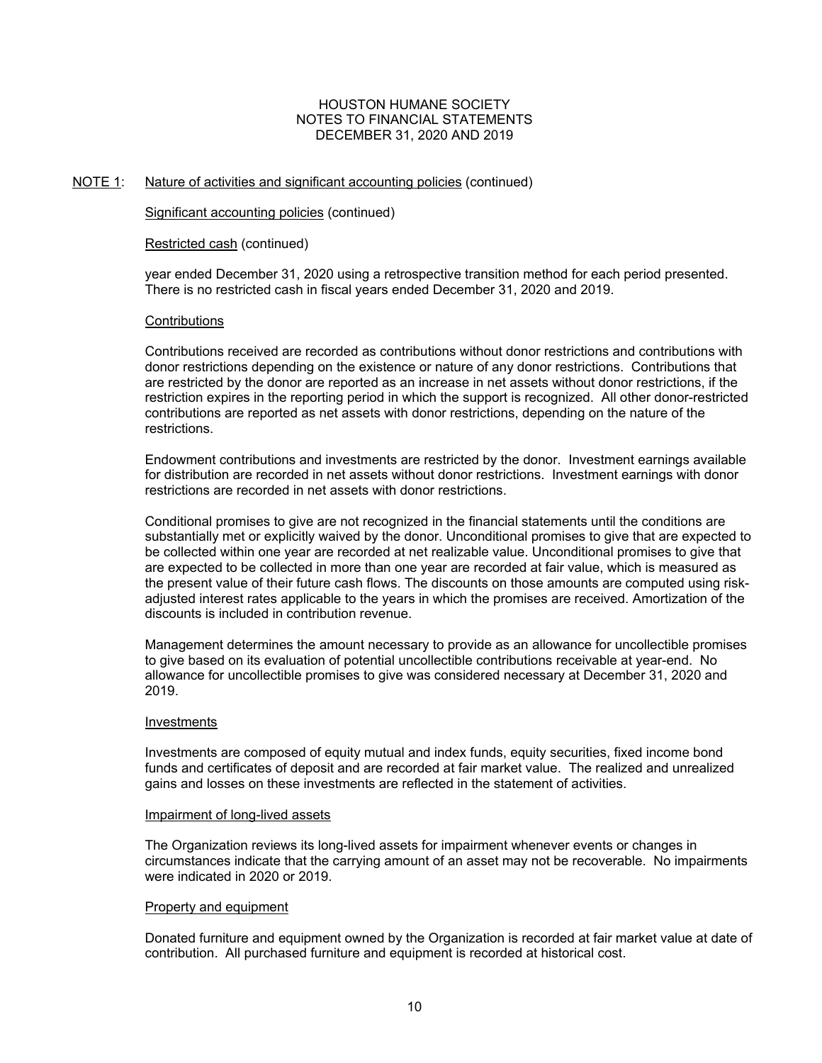## NOTE 1: Nature of activities and significant accounting policies (continued)

### Significant accounting policies (continued)

#### Restricted cash (continued)

year ended December 31, 2020 using a retrospective transition method for each period presented. There is no restricted cash in fiscal years ended December 31, 2020 and 2019.

#### Contributions

Contributions received are recorded as contributions without donor restrictions and contributions with donor restrictions depending on the existence or nature of any donor restrictions. Contributions that are restricted by the donor are reported as an increase in net assets without donor restrictions, if the restriction expires in the reporting period in which the support is recognized. All other donor-restricted contributions are reported as net assets with donor restrictions, depending on the nature of the restrictions.

Endowment contributions and investments are restricted by the donor. Investment earnings available for distribution are recorded in net assets without donor restrictions. Investment earnings with donor restrictions are recorded in net assets with donor restrictions.

Conditional promises to give are not recognized in the financial statements until the conditions are substantially met or explicitly waived by the donor. Unconditional promises to give that are expected to be collected within one year are recorded at net realizable value. Unconditional promises to give that are expected to be collected in more than one year are recorded at fair value, which is measured as the present value of their future cash flows. The discounts on those amounts are computed using risk-adjusted interest rates applicable to the years in which the promises are received. Amortization of the discounts is included in contribution revenue.

Management determines the amount necessary to provide as an allowance for uncollectible promises to give based on its evaluation of potential uncollectible contributions receivable at year-end. No allowance for uncollectible promises to give was considered necessary at December 31, 2020 and 2019.

#### Investments

Investments are composed of equity mutual and index funds, equity securities, fixed income bond funds and certificates of deposit and are recorded at fair market value. The realized and unrealized gains and losses on these investments are reflected in the statement of activities.

#### Impairment of long-lived assets

The Organization reviews its long-lived assets for impairment whenever events or changes in circumstances indicate that the carrying amount of an asset may not be recoverable. No impairments were indicated in 2020 or 2019.

#### Property and equipment

Donated furniture and equipment owned by the Organization is recorded at fair market value at date of contribution. All purchased furniture and equipment is recorded at historical cost.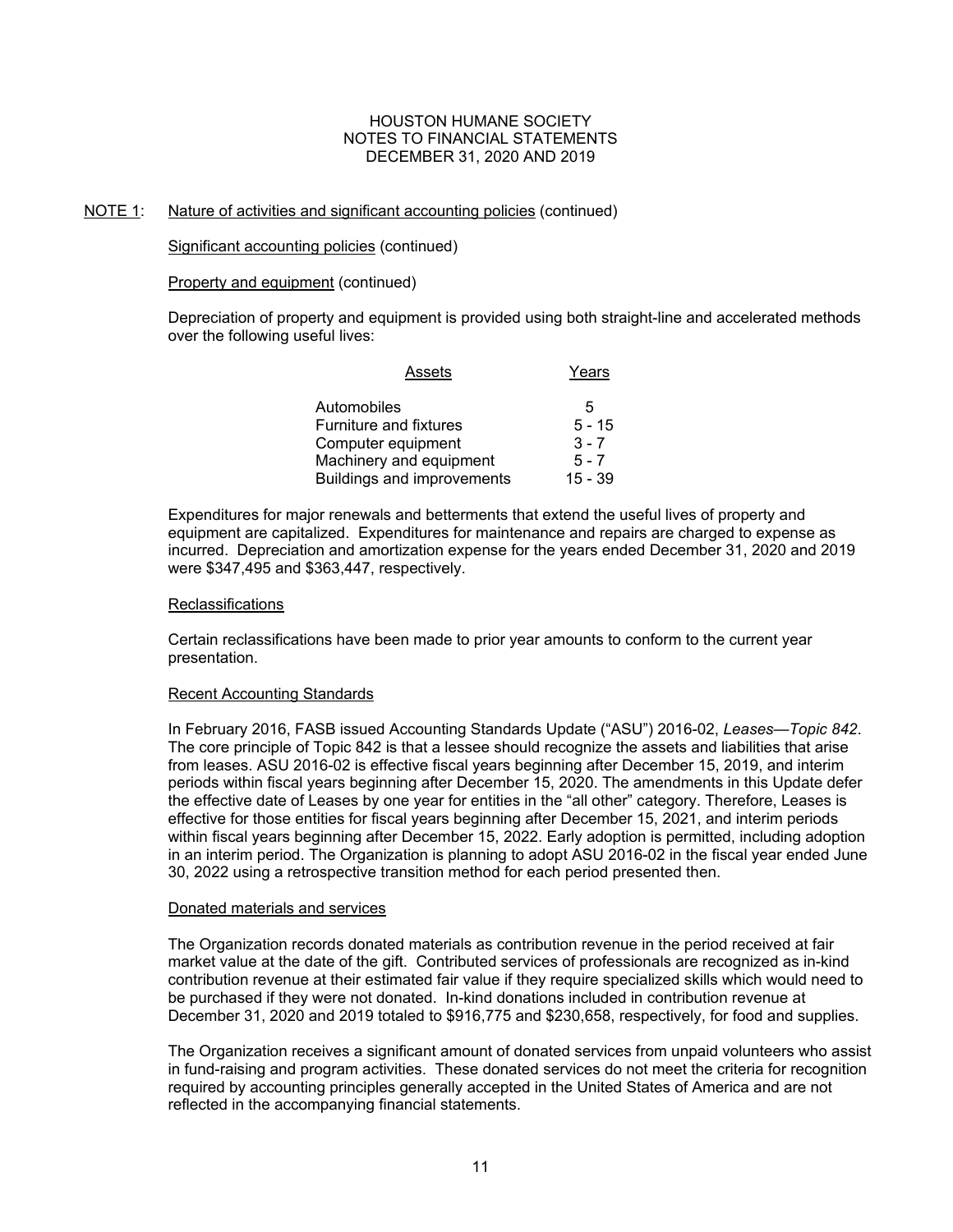NOTE 1: Nature of activities and significant accounting policies (continued)

Significant accounting policies (continued)

Property and equipment (continued)

Depreciation of property and equipment is provided using both straight-line and accelerated methods over the following useful lives:

| Assets | Years |
|---|---|
| Automobiles | 5 |
| Furniture and fixtures | 5 - 15 |
| Computer equipment | 3 - 7 |
| Machinery and equipment | 5 - 7 |
| Buildings and improvements | 15 - 39 |

Expenditures for major renewals and betterments that extend the useful lives of property and equipment are capitalized. Expenditures for maintenance and repairs are charged to expense as incurred. Depreciation and amortization expense for the years ended December 31, 2020 and 2019 were $347,495 and $363,447, respectively.

Reclassifications

Certain reclassifications have been made to prior year amounts to conform to the current year presentation.

Recent Accounting Standards

In February 2016, FASB issued Accounting Standards Update ("ASU") 2016-02, *Leases—Topic 842*. The core principle of Topic 842 is that a lessee should recognize the assets and liabilities that arise from leases. ASU 2016-02 is effective fiscal years beginning after December 15, 2019, and interim periods within fiscal years beginning after December 15, 2020. The amendments in this Update defer the effective date of Leases by one year for entities in the "all other" category. Therefore, Leases is effective for those entities for fiscal years beginning after December 15, 2021, and interim periods within fiscal years beginning after December 15, 2022. Early adoption is permitted, including adoption in an interim period. The Organization is planning to adopt ASU 2016-02 in the fiscal year ended June 30, 2022 using a retrospective transition method for each period presented then.

Donated materials and services

The Organization records donated materials as contribution revenue in the period received at fair market value at the date of the gift. Contributed services of professionals are recognized as in-kind contribution revenue at their estimated fair value if they require specialized skills which would need to be purchased if they were not donated. In-kind donations included in contribution revenue at December 31, 2020 and 2019 totaled to $916,775 and $230,658, respectively, for food and supplies.

The Organization receives a significant amount of donated services from unpaid volunteers who assist in fund-raising and program activities. These donated services do not meet the criteria for recognition required by accounting principles generally accepted in the United States of America and are not reflected in the accompanying financial statements.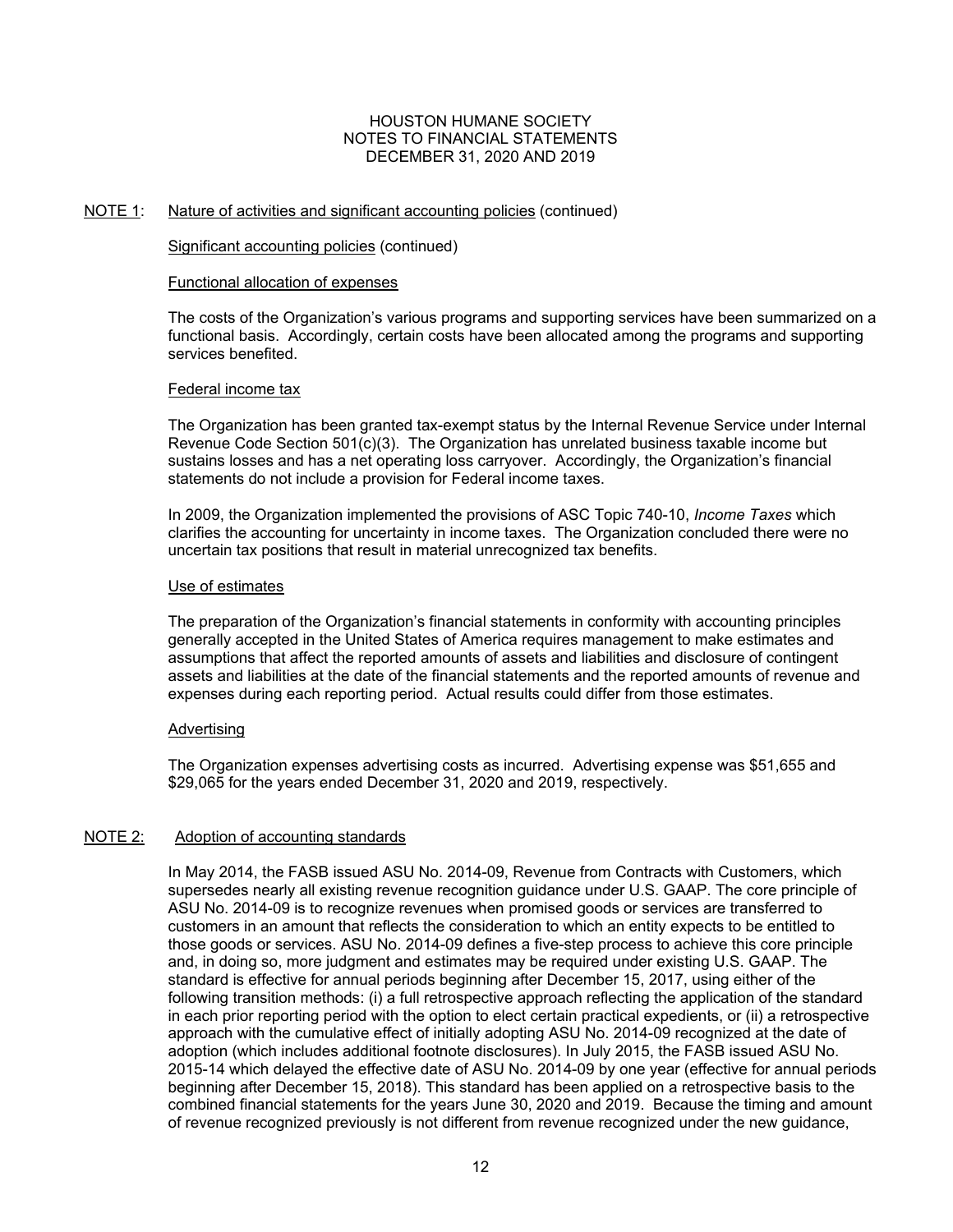## NOTE 1: Nature of activities and significant accounting policies (continued)

### Significant accounting policies (continued)

#### Functional allocation of expenses

The costs of the Organization's various programs and supporting services have been summarized on a functional basis. Accordingly, certain costs have been allocated among the programs and supporting services benefited.

#### Federal income tax

The Organization has been granted tax-exempt status by the Internal Revenue Service under Internal Revenue Code Section 501(c)(3). The Organization has unrelated business taxable income but sustains losses and has a net operating loss carryover. Accordingly, the Organization's financial statements do not include a provision for Federal income taxes.

In 2009, the Organization implemented the provisions of ASC Topic 740-10, *Income Taxes* which clarifies the accounting for uncertainty in income taxes. The Organization concluded there were no uncertain tax positions that result in material unrecognized tax benefits.

#### Use of estimates

The preparation of the Organization's financial statements in conformity with accounting principles generally accepted in the United States of America requires management to make estimates and assumptions that affect the reported amounts of assets and liabilities and disclosure of contingent assets and liabilities at the date of the financial statements and the reported amounts of revenue and expenses during each reporting period. Actual results could differ from those estimates.

#### Advertising

The Organization expenses advertising costs as incurred. Advertising expense was $51,655 and $29,065 for the years ended December 31, 2020 and 2019, respectively.

## NOTE 2: Adoption of accounting standards

In May 2014, the FASB issued ASU No. 2014-09, Revenue from Contracts with Customers, which supersedes nearly all existing revenue recognition guidance under U.S. GAAP. The core principle of ASU No. 2014-09 is to recognize revenues when promised goods or services are transferred to customers in an amount that reflects the consideration to which an entity expects to be entitled to those goods or services. ASU No. 2014-09 defines a five-step process to achieve this core principle and, in doing so, more judgment and estimates may be required under existing U.S. GAAP. The standard is effective for annual periods beginning after December 15, 2017, using either of the following transition methods: (i) a full retrospective approach reflecting the application of the standard in each prior reporting period with the option to elect certain practical expedients, or (ii) a retrospective approach with the cumulative effect of initially adopting ASU No. 2014-09 recognized at the date of adoption (which includes additional footnote disclosures). In July 2015, the FASB issued ASU No. 2015-14 which delayed the effective date of ASU No. 2014-09 by one year (effective for annual periods beginning after December 15, 2018). This standard has been applied on a retrospective basis to the combined financial statements for the years June 30, 2020 and 2019. Because the timing and amount of revenue recognized previously is not different from revenue recognized under the new guidance,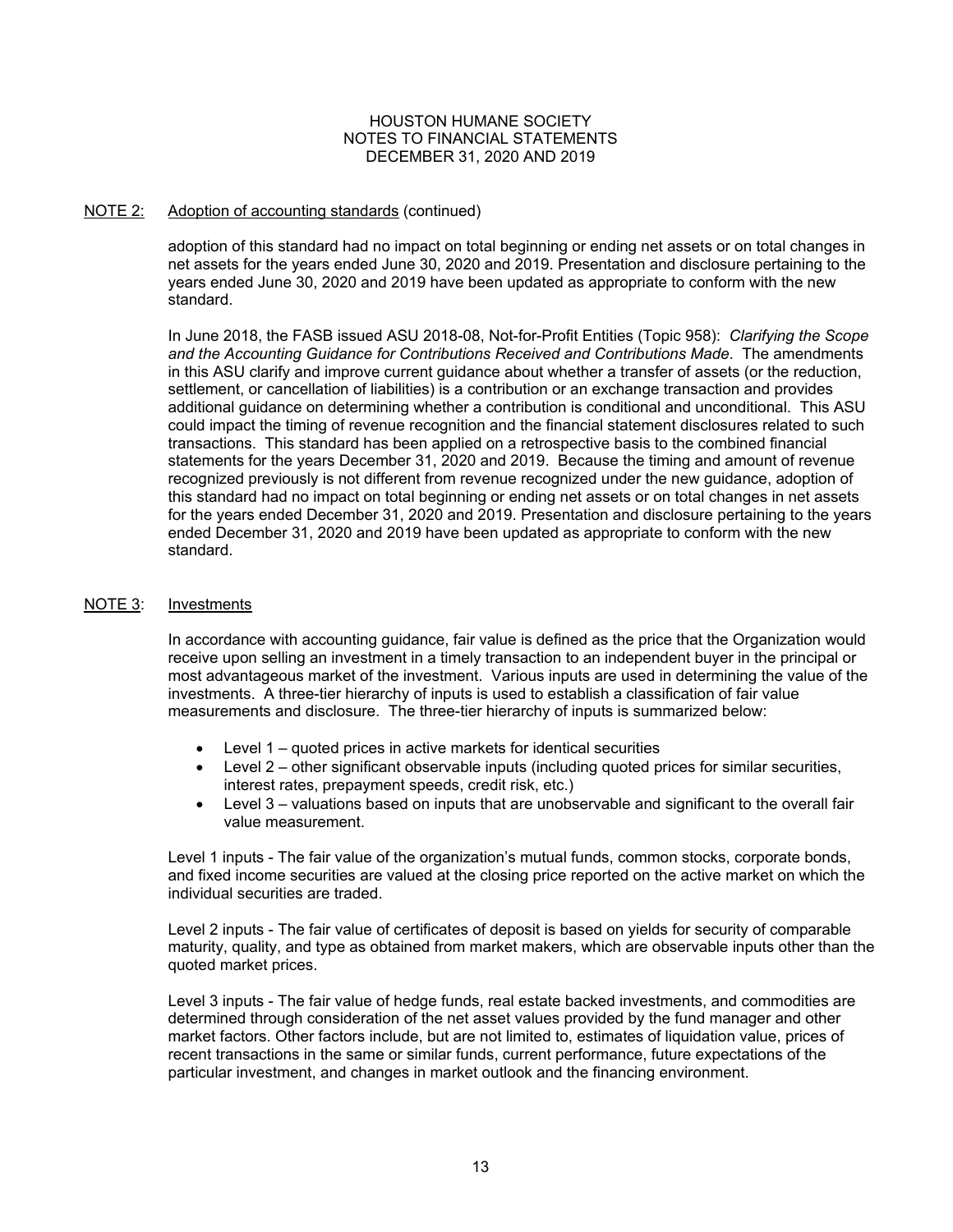NOTE 2: Adoption of accounting standards (continued)

adoption of this standard had no impact on total beginning or ending net assets or on total changes in net assets for the years ended June 30, 2020 and 2019. Presentation and disclosure pertaining to the years ended June 30, 2020 and 2019 have been updated as appropriate to conform with the new standard.

In June 2018, the FASB issued ASU 2018-08, Not-for-Profit Entities (Topic 958): *Clarifying the Scope and the Accounting Guidance for Contributions Received and Contributions Made*. The amendments in this ASU clarify and improve current guidance about whether a transfer of assets (or the reduction, settlement, or cancellation of liabilities) is a contribution or an exchange transaction and provides additional guidance on determining whether a contribution is conditional and unconditional. This ASU could impact the timing of revenue recognition and the financial statement disclosures related to such transactions. This standard has been applied on a retrospective basis to the combined financial statements for the years December 31, 2020 and 2019. Because the timing and amount of revenue recognized previously is not different from revenue recognized under the new guidance, adoption of this standard had no impact on total beginning or ending net assets or on total changes in net assets for the years ended December 31, 2020 and 2019. Presentation and disclosure pertaining to the years ended December 31, 2020 and 2019 have been updated as appropriate to conform with the new standard.

NOTE 3: Investments

In accordance with accounting guidance, fair value is defined as the price that the Organization would receive upon selling an investment in a timely transaction to an independent buyer in the principal or most advantageous market of the investment. Various inputs are used in determining the value of the investments. A three-tier hierarchy of inputs is used to establish a classification of fair value measurements and disclosure. The three-tier hierarchy of inputs is summarized below:

- Level 1 – quoted prices in active markets for identical securities
- Level 2 – other significant observable inputs (including quoted prices for similar securities, interest rates, prepayment speeds, credit risk, etc.)
- Level 3 – valuations based on inputs that are unobservable and significant to the overall fair value measurement.

Level 1 inputs - The fair value of the organization's mutual funds, common stocks, corporate bonds, and fixed income securities are valued at the closing price reported on the active market on which the individual securities are traded.

Level 2 inputs - The fair value of certificates of deposit is based on yields for security of comparable maturity, quality, and type as obtained from market makers, which are observable inputs other than the quoted market prices.

Level 3 inputs - The fair value of hedge funds, real estate backed investments, and commodities are determined through consideration of the net asset values provided by the fund manager and other market factors. Other factors include, but are not limited to, estimates of liquidation value, prices of recent transactions in the same or similar funds, current performance, future expectations of the particular investment, and changes in market outlook and the financing environment.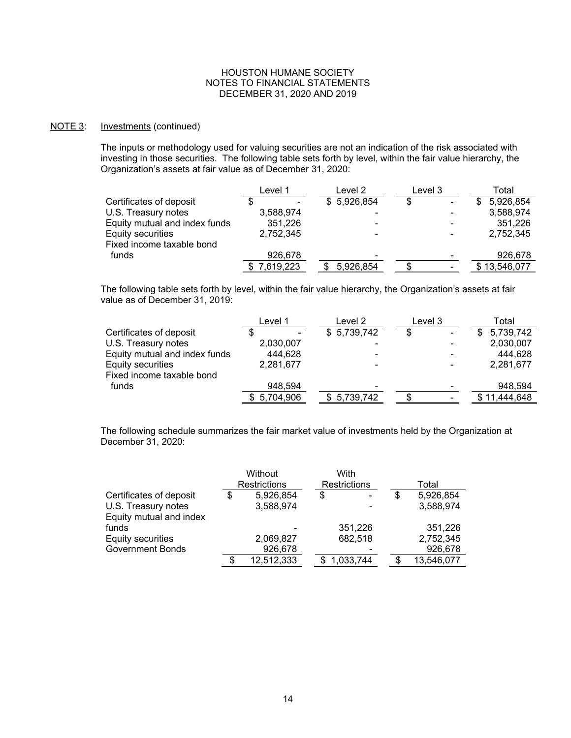NOTE 3: Investments (continued)

The inputs or methodology used for valuing securities are not an indication of the risk associated with investing in those securities. The following table sets forth by level, within the fair value hierarchy, the Organization's assets at fair value as of December 31, 2020:

| | Level 1 | Level 2 | Level 3 | Total |
|---|---|---|---|---|
| Certificates of deposit | $ - | $ 5,926,854 | $ - | $ 5,926,854 |
| U.S. Treasury notes | 3,588,974 | - | - | 3,588,974 |
| Equity mutual and index funds | 351,226 | - | - | 351,226 |
| Equity securities | 2,752,345 | - | - | 2,752,345 |
| Fixed income taxable bond funds | 926,678 | - | - | 926,678 |
| | $ 7,619,223 | $ 5,926,854 | $ - | $ 13,546,077 |

The following table sets forth by level, within the fair value hierarchy, the Organization's assets at fair value as of December 31, 2019:

| | Level 1 | Level 2 | Level 3 | Total |
|---|---|---|---|---|
| Certificates of deposit | $ - | $ 5,739,742 | $ - | $ 5,739,742 |
| U.S. Treasury notes | 2,030,007 | - | - | 2,030,007 |
| Equity mutual and index funds | 444,628 | - | - | 444,628 |
| Equity securities | 2,281,677 | - | - | 2,281,677 |
| Fixed income taxable bond funds | 948,594 | - | - | 948,594 |
| | $ 5,704,906 | $ 5,739,742 | $ - | $ 11,444,648 |

The following schedule summarizes the fair market value of investments held by the Organization at December 31, 2020:

| | Without Restrictions | With Restrictions | Total |
|---|---|---|---|
| Certificates of deposit | $ 5,926,854 | $ - | $ 5,926,854 |
| U.S. Treasury notes | 3,588,974 | - | 3,588,974 |
| Equity mutual and index funds | - | 351,226 | 351,226 |
| Equity securities | 2,069,827 | 682,518 | 2,752,345 |
| Government Bonds | 926,678 | - | 926,678 |
| | $ 12,512,333 | $ 1,033,744 | $ 13,546,077 |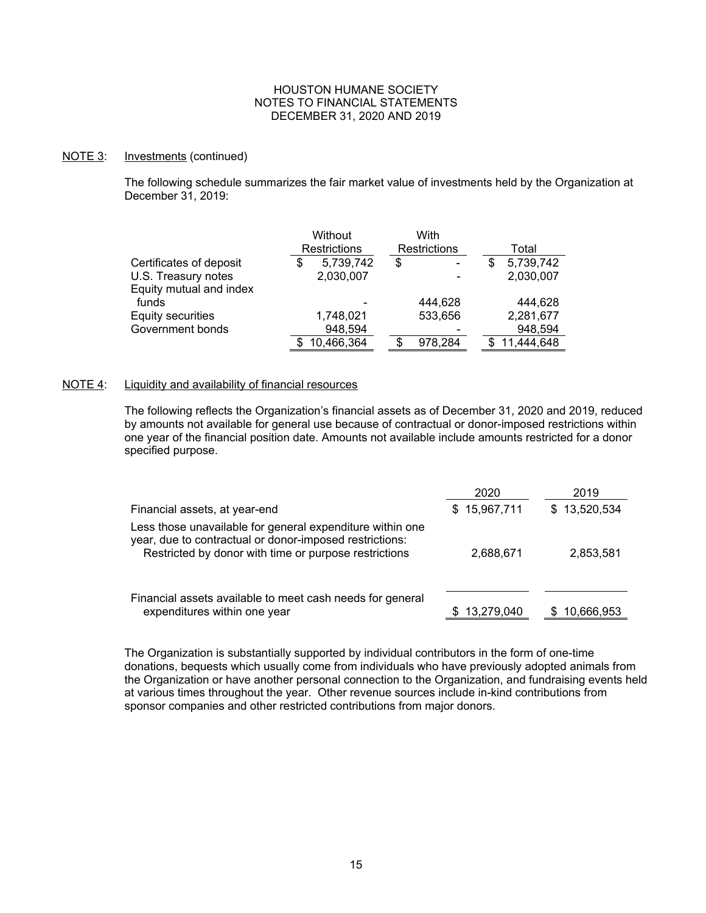HOUSTON HUMANE SOCIETY
NOTES TO FINANCIAL STATEMENTS
DECEMBER 31, 2020 AND 2019

## NOTE 3: Investments (continued)

The following schedule summarizes the fair market value of investments held by the Organization at December 31, 2019:

| | Without Restrictions | With Restrictions | Total |
|---|---|---|---|
| Certificates of deposit | $ 5,739,742 | $ - | $ 5,739,742 |
| U.S. Treasury notes | 2,030,007 | - | 2,030,007 |
| Equity mutual and index funds | - | 444,628 | 444,628 |
| Equity securities | 1,748,021 | 533,656 | 2,281,677 |
| Government bonds | 948,594 | - | 948,594 |
| | $ 10,466,364 | $ 978,284 | $ 11,444,648 |

## NOTE 4: Liquidity and availability of financial resources

The following reflects the Organization's financial assets as of December 31, 2020 and 2019, reduced by amounts not available for general use because of contractual or donor-imposed restrictions within one year of the financial position date. Amounts not available include amounts restricted for a donor specified purpose.

| | 2020 | 2019 |
|---|---|---|
| Financial assets, at year-end | $ 15,967,711 | $ 13,520,534 |
| Less those unavailable for general expenditure within one year, due to contractual or donor-imposed restrictions: | | |
| Restricted by donor with time or purpose restrictions | 2,688,671 | 2,853,581 |
| Financial assets available to meet cash needs for general expenditures within one year | $ 13,279,040 | $ 10,666,953 |

The Organization is substantially supported by individual contributors in the form of one-time donations, bequests which usually come from individuals who have previously adopted animals from the Organization or have another personal connection to the Organization, and fundraising events held at various times throughout the year. Other revenue sources include in-kind contributions from sponsor companies and other restricted contributions from major donors.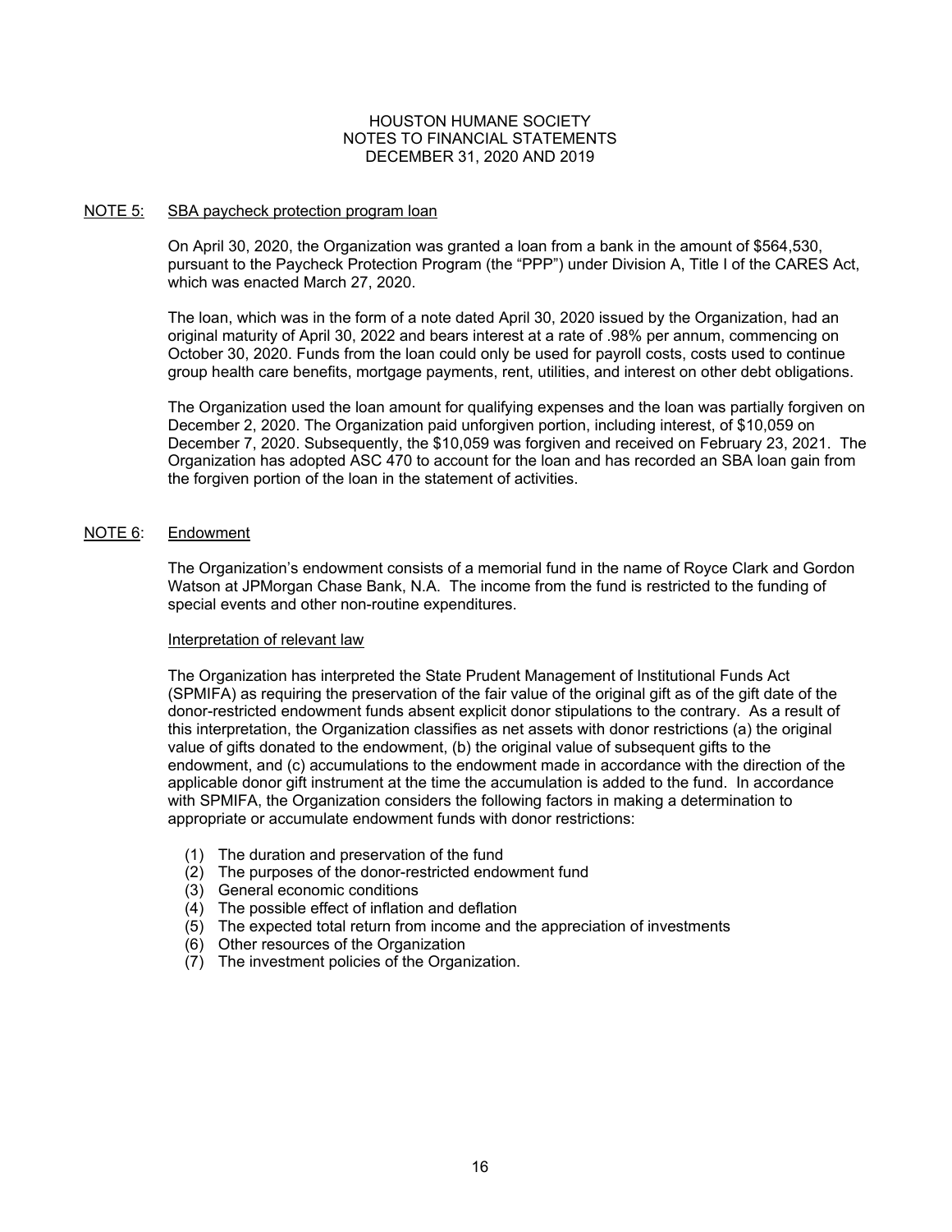HOUSTON HUMANE SOCIETY
NOTES TO FINANCIAL STATEMENTS
DECEMBER 31, 2020 AND 2019

## NOTE 5: SBA paycheck protection program loan

On April 30, 2020, the Organization was granted a loan from a bank in the amount of $564,530, pursuant to the Paycheck Protection Program (the "PPP") under Division A, Title I of the CARES Act, which was enacted March 27, 2020.

The loan, which was in the form of a note dated April 30, 2020 issued by the Organization, had an original maturity of April 30, 2022 and bears interest at a rate of .98% per annum, commencing on October 30, 2020. Funds from the loan could only be used for payroll costs, costs used to continue group health care benefits, mortgage payments, rent, utilities, and interest on other debt obligations.

The Organization used the loan amount for qualifying expenses and the loan was partially forgiven on December 2, 2020. The Organization paid unforgiven portion, including interest, of $10,059 on December 7, 2020. Subsequently, the $10,059 was forgiven and received on February 23, 2021. The Organization has adopted ASC 470 to account for the loan and has recorded an SBA loan gain from the forgiven portion of the loan in the statement of activities.

## NOTE 6: Endowment

The Organization's endowment consists of a memorial fund in the name of Royce Clark and Gordon Watson at JPMorgan Chase Bank, N.A. The income from the fund is restricted to the funding of special events and other non-routine expenditures.

### Interpretation of relevant law

The Organization has interpreted the State Prudent Management of Institutional Funds Act (SPMIFA) as requiring the preservation of the fair value of the original gift as of the gift date of the donor-restricted endowment funds absent explicit donor stipulations to the contrary. As a result of this interpretation, the Organization classifies as net assets with donor restrictions (a) the original value of gifts donated to the endowment, (b) the original value of subsequent gifts to the endowment, and (c) accumulations to the endowment made in accordance with the direction of the applicable donor gift instrument at the time the accumulation is added to the fund. In accordance with SPMIFA, the Organization considers the following factors in making a determination to appropriate or accumulate endowment funds with donor restrictions:

1. The duration and preservation of the fund
2. The purposes of the donor-restricted endowment fund
3. General economic conditions
4. The possible effect of inflation and deflation
5. The expected total return from income and the appreciation of investments
6. Other resources of the Organization
7. The investment policies of the Organization.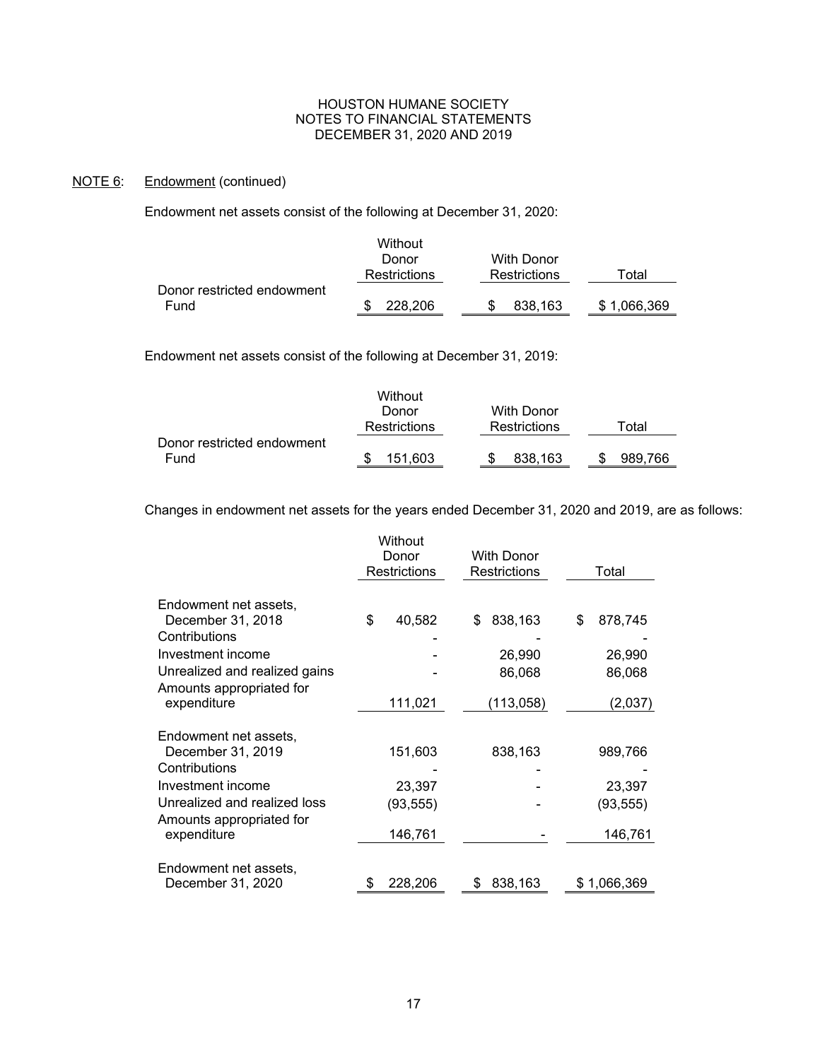HOUSTON HUMANE SOCIETY
NOTES TO FINANCIAL STATEMENTS
DECEMBER 31, 2020 AND 2019

NOTE 6: Endowment (continued)

Endowment net assets consist of the following at December 31, 2020:

| | Without Donor Restrictions | With Donor Restrictions | Total |
|---|---|---|---|
| Donor restricted endowment Fund | $ 228,206 | $ 838,163 | $ 1,066,369 |

Endowment net assets consist of the following at December 31, 2019:

| | Without Donor Restrictions | With Donor Restrictions | Total |
|---|---|---|---|
| Donor restricted endowment Fund | $ 151,603 | $ 838,163 | $ 989,766 |

Changes in endowment net assets for the years ended December 31, 2020 and 2019, are as follows:

| | Without Donor Restrictions | With Donor Restrictions | Total |
|---|---|---|---|
| Endowment net assets, December 31, 2018 | $ 40,582 | $ 838,163 | $ 878,745 |
| Contributions | - | - | - |
| Investment income | - | 26,990 | 26,990 |
| Unrealized and realized gains | - | 86,068 | 86,068 |
| Amounts appropriated for expenditure | 111,021 | (113,058) | (2,037) |
| Endowment net assets, December 31, 2019 | 151,603 | 838,163 | 989,766 |
| Contributions | - | - | - |
| Investment income | 23,397 | - | 23,397 |
| Unrealized and realized loss | (93,555) | - | (93,555) |
| Amounts appropriated for expenditure | 146,761 | - | 146,761 |
| Endowment net assets, December 31, 2020 | $ 228,206 | $ 838,163 | $ 1,066,369 |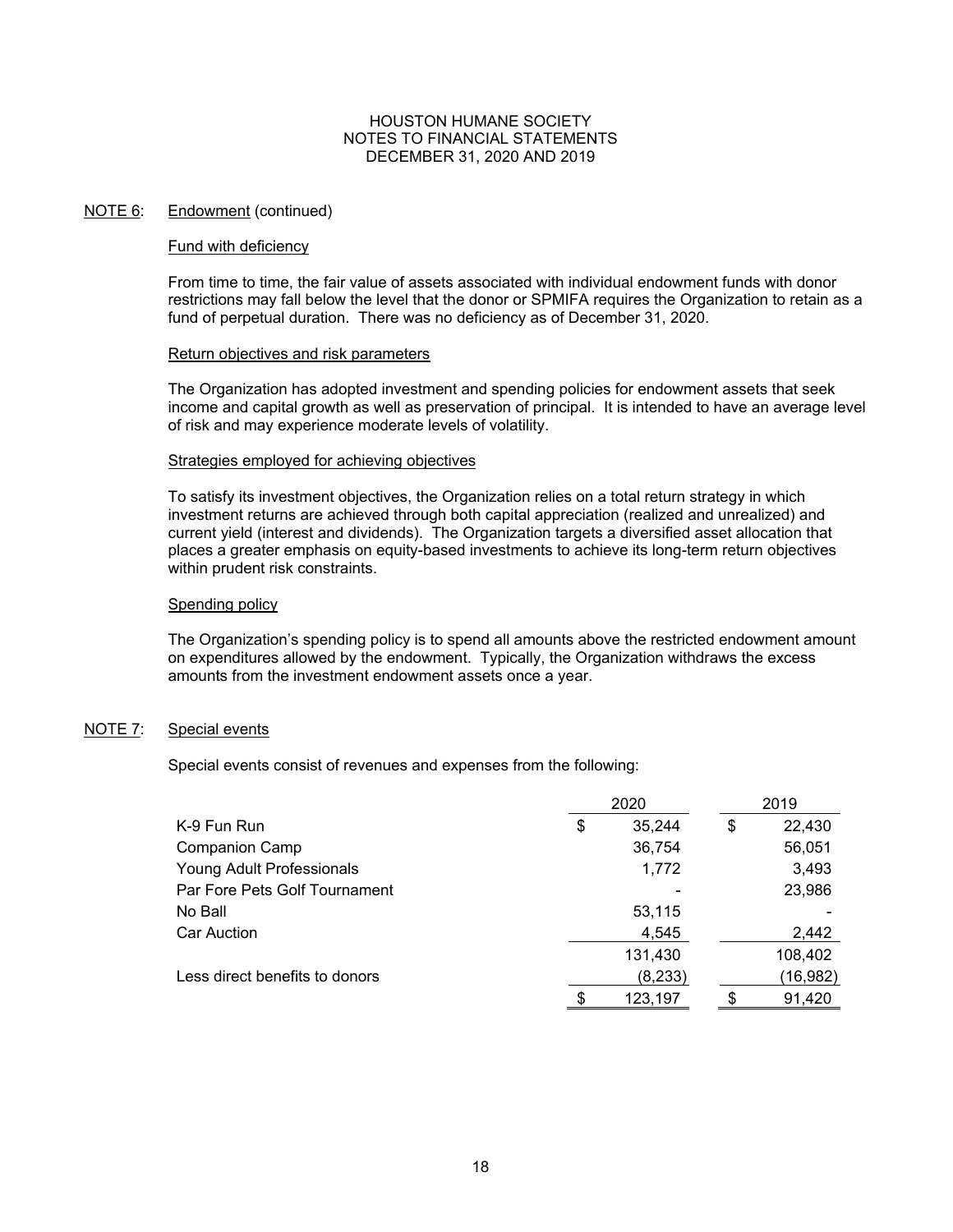## NOTE 6: Endowment (continued)

### Fund with deficiency

From time to time, the fair value of assets associated with individual endowment funds with donor restrictions may fall below the level that the donor or SPMIFA requires the Organization to retain as a fund of perpetual duration. There was no deficiency as of December 31, 2020.

### Return objectives and risk parameters

The Organization has adopted investment and spending policies for endowment assets that seek income and capital growth as well as preservation of principal. It is intended to have an average level of risk and may experience moderate levels of volatility.

### Strategies employed for achieving objectives

To satisfy its investment objectives, the Organization relies on a total return strategy in which investment returns are achieved through both capital appreciation (realized and unrealized) and current yield (interest and dividends). The Organization targets a diversified asset allocation that places a greater emphasis on equity-based investments to achieve its long-term return objectives within prudent risk constraints.

### Spending policy

The Organization's spending policy is to spend all amounts above the restricted endowment amount on expenditures allowed by the endowment. Typically, the Organization withdraws the excess amounts from the investment endowment assets once a year.

## NOTE 7: Special events

Special events consist of revenues and expenses from the following:

| | 2020 | 2019 |
|---|---|---|
| K-9 Fun Run | $ 35,244 | $ 22,430 |
| Companion Camp | 36,754 | 56,051 |
| Young Adult Professionals | 1,772 | 3,493 |
| Par Fore Pets Golf Tournament | - | 23,986 |
| No Ball | 53,115 | - |
| Car Auction | 4,545 | 2,442 |
| | 131,430 | 108,402 |
| Less direct benefits to donors | (8,233) | (16,982) |
| | $ 123,197 | $ 91,420 |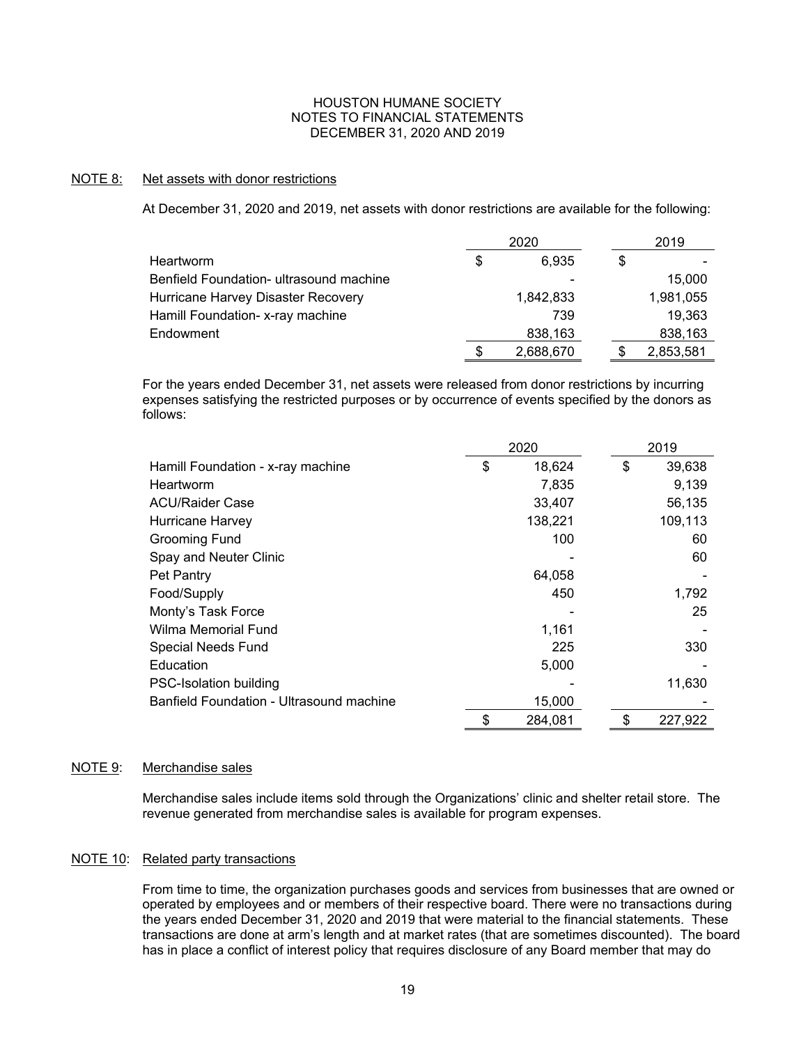HOUSTON HUMANE SOCIETY
NOTES TO FINANCIAL STATEMENTS
DECEMBER 31, 2020 AND 2019

NOTE 8: Net assets with donor restrictions

At December 31, 2020 and 2019, net assets with donor restrictions are available for the following:

| | 2020 | 2019 |
|---|---|---|
| Heartworm | $ 6,935 | $ - |
| Benfield Foundation- ultrasound machine | - | 15,000 |
| Hurricane Harvey Disaster Recovery | 1,842,833 | 1,981,055 |
| Hamill Foundation- x-ray machine | 739 | 19,363 |
| Endowment | 838,163 | 838,163 |
| | $ 2,688,670 | $ 2,853,581 |

For the years ended December 31, net assets were released from donor restrictions by incurring expenses satisfying the restricted purposes or by occurrence of events specified by the donors as follows:

| | 2020 | 2019 |
|---|---|---|
| Hamill Foundation - x-ray machine | $ 18,624 | $ 39,638 |
| Heartworm | 7,835 | 9,139 |
| ACU/Raider Case | 33,407 | 56,135 |
| Hurricane Harvey | 138,221 | 109,113 |
| Grooming Fund | 100 | 60 |
| Spay and Neuter Clinic | - | 60 |
| Pet Pantry | 64,058 | - |
| Food/Supply | 450 | 1,792 |
| Monty's Task Force | - | 25 |
| Wilma Memorial Fund | 1,161 | - |
| Special Needs Fund | 225 | 330 |
| Education | 5,000 | - |
| PSC-Isolation building | - | 11,630 |
| Banfield Foundation - Ultrasound machine | 15,000 | - |
| | $ 284,081 | $ 227,922 |

NOTE 9: Merchandise sales

Merchandise sales include items sold through the Organizations' clinic and shelter retail store. The revenue generated from merchandise sales is available for program expenses.

NOTE 10: Related party transactions

From time to time, the organization purchases goods and services from businesses that are owned or operated by employees and or members of their respective board. There were no transactions during the years ended December 31, 2020 and 2019 that were material to the financial statements. These transactions are done at arm's length and at market rates (that are sometimes discounted). The board has in place a conflict of interest policy that requires disclosure of any Board member that may do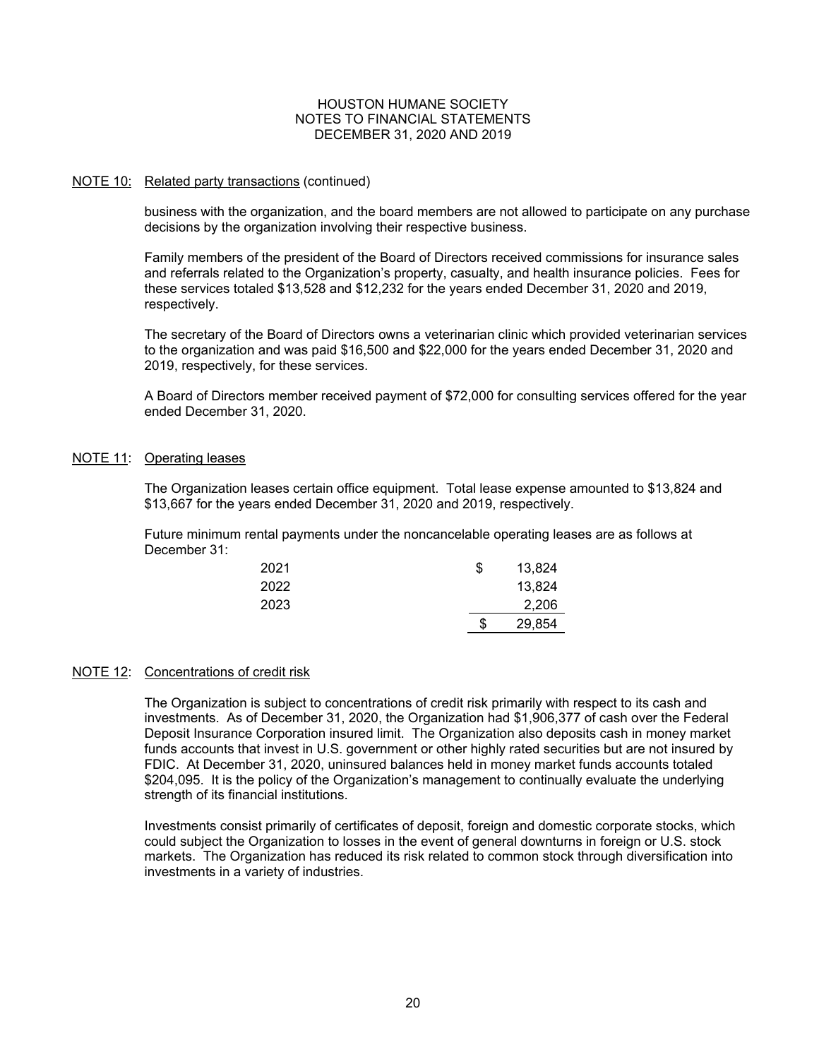## NOTE 10: Related party transactions (continued)

business with the organization, and the board members are not allowed to participate on any purchase decisions by the organization involving their respective business.

Family members of the president of the Board of Directors received commissions for insurance sales and referrals related to the Organization's property, casualty, and health insurance policies. Fees for these services totaled $13,528 and $12,232 for the years ended December 31, 2020 and 2019, respectively.

The secretary of the Board of Directors owns a veterinarian clinic which provided veterinarian services to the organization and was paid $16,500 and $22,000 for the years ended December 31, 2020 and 2019, respectively, for these services.

A Board of Directors member received payment of $72,000 for consulting services offered for the year ended December 31, 2020.

## NOTE 11: Operating leases

The Organization leases certain office equipment. Total lease expense amounted to $13,824 and $13,667 for the years ended December 31, 2020 and 2019, respectively.

Future minimum rental payments under the noncancelable operating leases are as follows at December 31:

| Year | Amount |
|---|---|
| 2021 | $ 13,824 |
| 2022 | 13,824 |
| 2023 | 2,206 |
| | $ 29,854 |

## NOTE 12: Concentrations of credit risk

The Organization is subject to concentrations of credit risk primarily with respect to its cash and investments. As of December 31, 2020, the Organization had $1,906,377 of cash over the Federal Deposit Insurance Corporation insured limit. The Organization also deposits cash in money market funds accounts that invest in U.S. government or other highly rated securities but are not insured by FDIC. At December 31, 2020, uninsured balances held in money market funds accounts totaled $204,095. It is the policy of the Organization's management to continually evaluate the underlying strength of its financial institutions.

Investments consist primarily of certificates of deposit, foreign and domestic corporate stocks, which could subject the Organization to losses in the event of general downturns in foreign or U.S. stock markets. The Organization has reduced its risk related to common stock through diversification into investments in a variety of industries.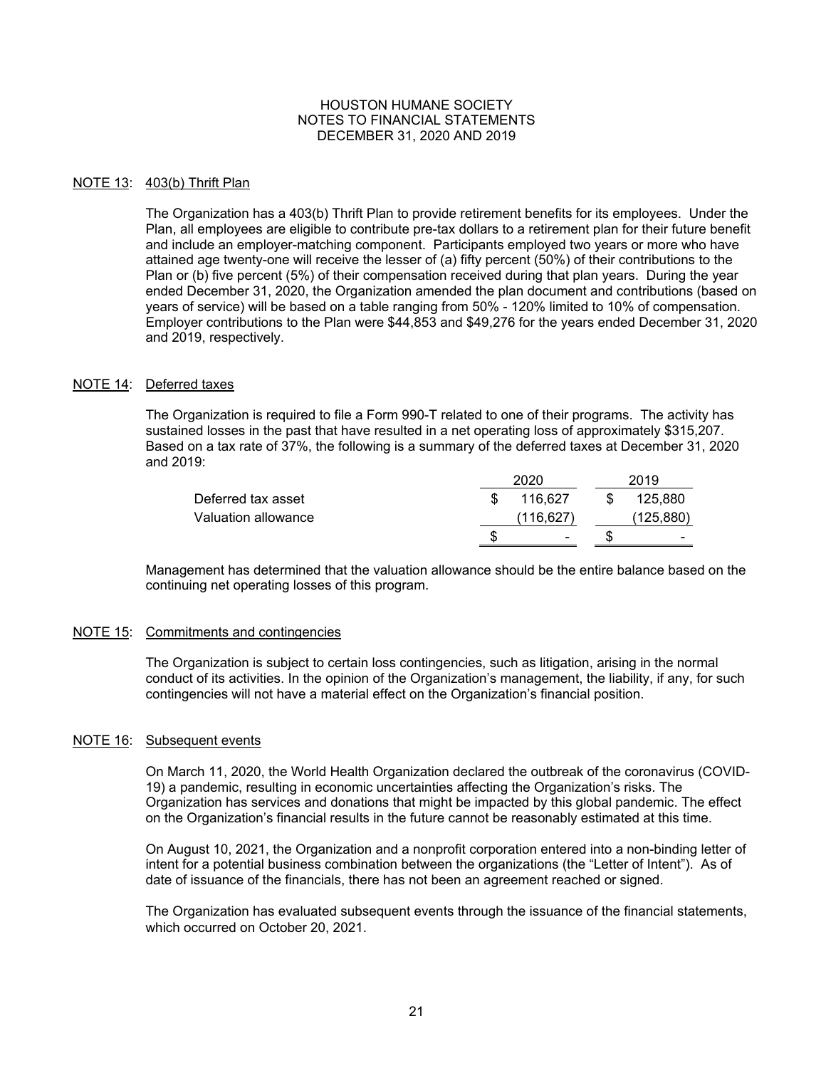HOUSTON HUMANE SOCIETY
NOTES TO FINANCIAL STATEMENTS
DECEMBER 31, 2020 AND 2019

## NOTE 13: 403(b) Thrift Plan

The Organization has a 403(b) Thrift Plan to provide retirement benefits for its employees. Under the Plan, all employees are eligible to contribute pre-tax dollars to a retirement plan for their future benefit and include an employer-matching component. Participants employed two years or more who have attained age twenty-one will receive the lesser of (a) fifty percent (50%) of their contributions to the Plan or (b) five percent (5%) of their compensation received during that plan years. During the year ended December 31, 2020, the Organization amended the plan document and contributions (based on years of service) will be based on a table ranging from 50% - 120% limited to 10% of compensation. Employer contributions to the Plan were $44,853 and $49,276 for the years ended December 31, 2020 and 2019, respectively.

## NOTE 14: Deferred taxes

The Organization is required to file a Form 990-T related to one of their programs. The activity has sustained losses in the past that have resulted in a net operating loss of approximately $315,207. Based on a tax rate of 37%, the following is a summary of the deferred taxes at December 31, 2020 and 2019:

| | 2020 | 2019 |
|---|---|---|
| Deferred tax asset | $ 116,627 | $ 125,880 |
| Valuation allowance | (116,627) | (125,880) |
| | $ - | $ - |

Management has determined that the valuation allowance should be the entire balance based on the continuing net operating losses of this program.

## NOTE 15: Commitments and contingencies

The Organization is subject to certain loss contingencies, such as litigation, arising in the normal conduct of its activities. In the opinion of the Organization's management, the liability, if any, for such contingencies will not have a material effect on the Organization's financial position.

## NOTE 16: Subsequent events

On March 11, 2020, the World Health Organization declared the outbreak of the coronavirus (COVID-19) a pandemic, resulting in economic uncertainties affecting the Organization's risks. The Organization has services and donations that might be impacted by this global pandemic. The effect on the Organization's financial results in the future cannot be reasonably estimated at this time.

On August 10, 2021, the Organization and a nonprofit corporation entered into a non-binding letter of intent for a potential business combination between the organizations (the "Letter of Intent"). As of date of issuance of the financials, there has not been an agreement reached or signed.

The Organization has evaluated subsequent events through the issuance of the financial statements, which occurred on October 20, 2021.